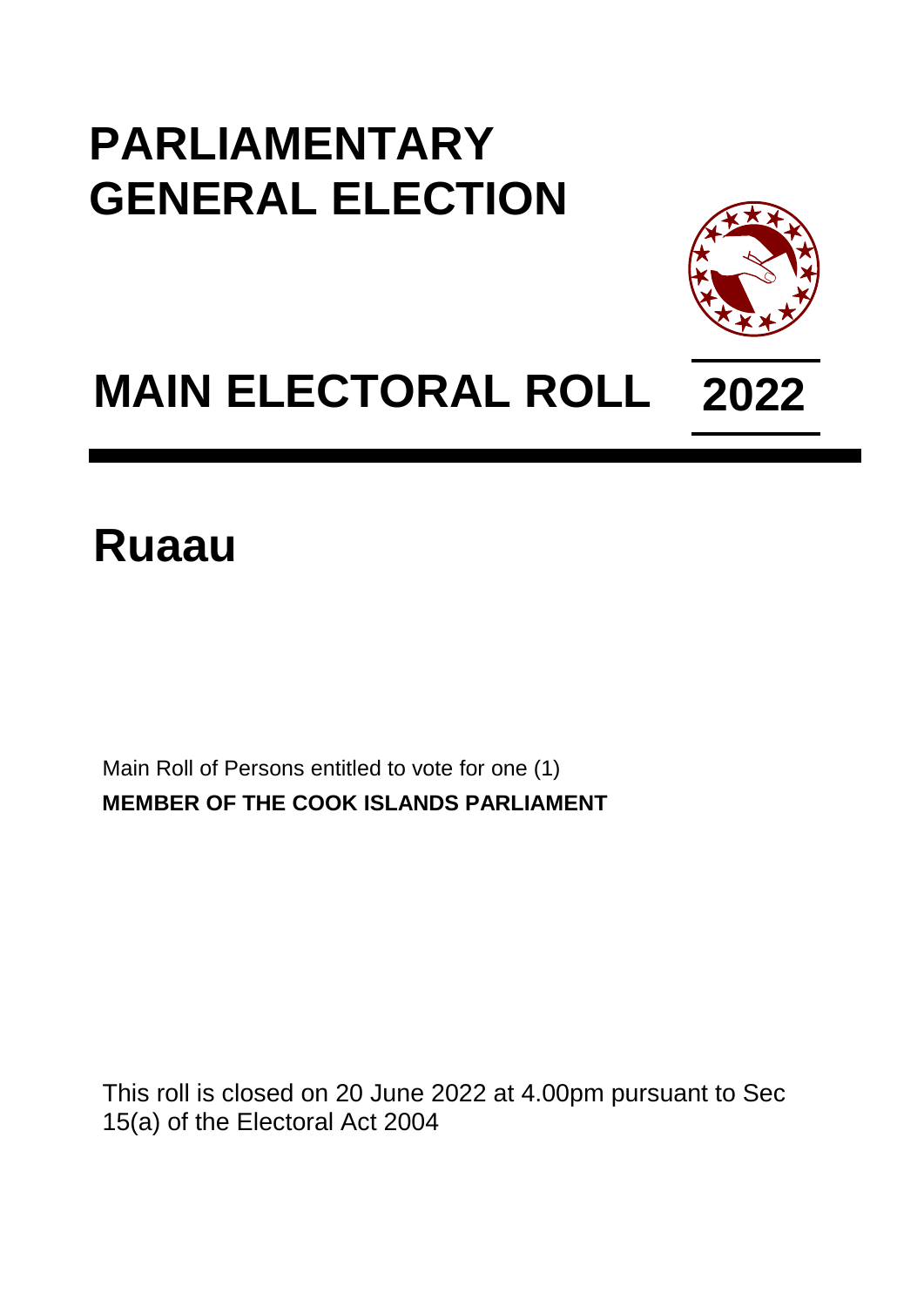# PARLIAMENTARY GENERAL ELECTION

# MAIN ELECTORAL ROLL 2022

# Ruaau

Main Roll of Persons entitled to vote for one (1)

**MEMBER OF THE COOK ISLANDS PARLIAMENT**

This roll is closed on 20 June 2022 at 4.00pm pursuant to Sec 15(a) of the Electoral Act 2004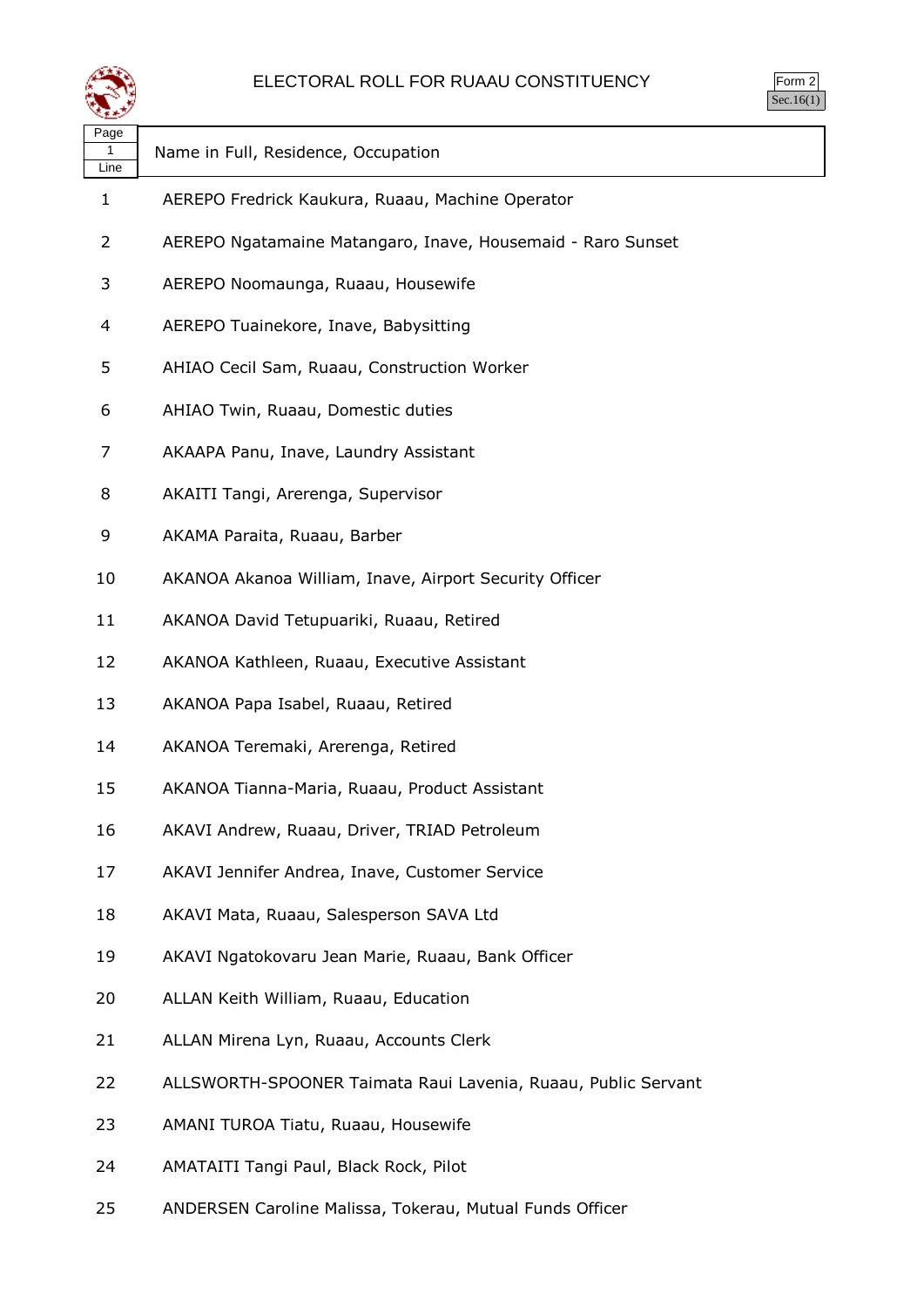# ELECTORAL ROLL FOR RUAAU CONSTITUENCY

Form 2
Sec.16(1)

| Page 1 Line | Name in Full, Residence, Occupation |
|---|---|
| 1 | AEREPO Fredrick Kaukura, Ruaau, Machine Operator |
| 2 | AEREPO Ngatamaine Matangaro, Inave, Housemaid - Raro Sunset |
| 3 | AEREPO Noomaunga, Ruaau, Housewife |
| 4 | AEREPO Tuainekore, Inave, Babysitting |
| 5 | AHIAO Cecil Sam, Ruaau, Construction Worker |
| 6 | AHIAO Twin, Ruaau, Domestic duties |
| 7 | AKAAPA Panu, Inave, Laundry Assistant |
| 8 | AKAITI Tangi, Arerenga, Supervisor |
| 9 | AKAMA Paraita, Ruaau, Barber |
| 10 | AKANOA Akanoa William, Inave, Airport Security Officer |
| 11 | AKANOA David Tetupuariki, Ruaau, Retired |
| 12 | AKANOA Kathleen, Ruaau, Executive Assistant |
| 13 | AKANOA Papa Isabel, Ruaau, Retired |
| 14 | AKANOA Teremaki, Arerenga, Retired |
| 15 | AKANOA Tianna-Maria, Ruaau, Product Assistant |
| 16 | AKAVI Andrew, Ruaau, Driver, TRIAD Petroleum |
| 17 | AKAVI Jennifer Andrea, Inave, Customer Service |
| 18 | AKAVI Mata, Ruaau, Salesperson SAVA Ltd |
| 19 | AKAVI Ngatokovaru Jean Marie, Ruaau, Bank Officer |
| 20 | ALLAN Keith William, Ruaau, Education |
| 21 | ALLAN Mirena Lyn, Ruaau, Accounts Clerk |
| 22 | ALLSWORTH-SPOONER Taimata Raui Lavenia, Ruaau, Public Servant |
| 23 | AMANI TUROA Tiatu, Ruaau, Housewife |
| 24 | AMATAITI Tangi Paul, Black Rock, Pilot |
| 25 | ANDERSEN Caroline Malissa, Tokerau, Mutual Funds Officer |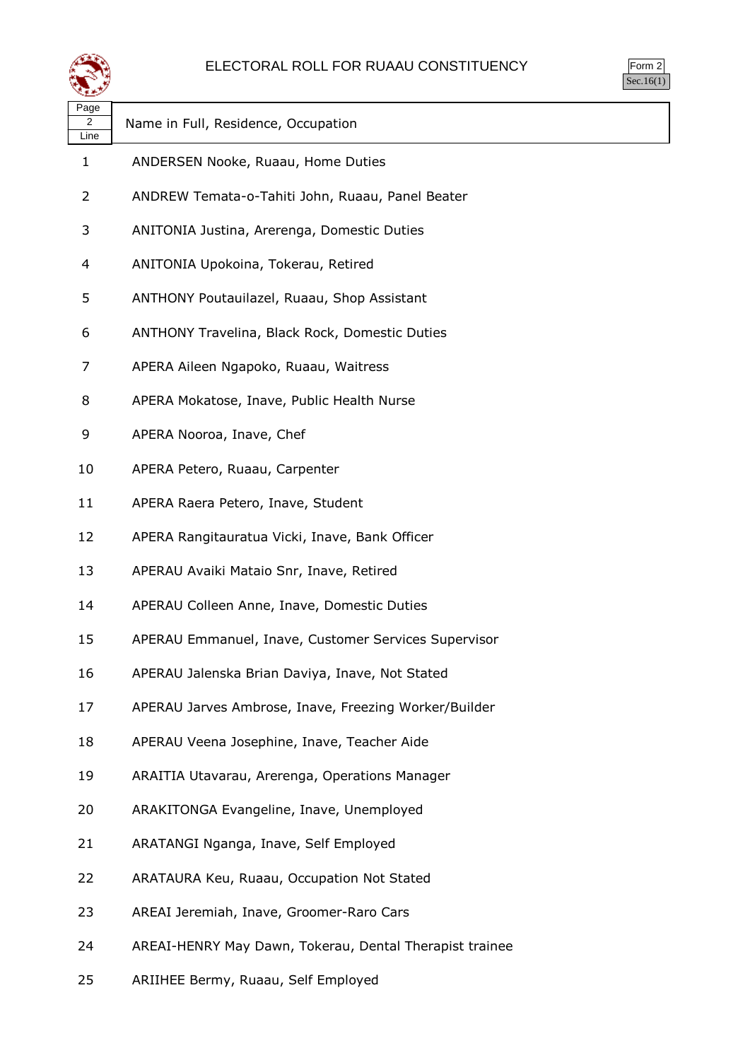# ELECTORAL ROLL FOR RUAAU CONSTITUENCY

Form 2
Sec.16(1)

| Page 2 Line | Name in Full, Residence, Occupation |
|---|---|
| 1 | ANDERSEN Nooke, Ruaau, Home Duties |
| 2 | ANDREW Temata-o-Tahiti John, Ruaau, Panel Beater |
| 3 | ANITONIA Justina, Arerenga, Domestic Duties |
| 4 | ANITONIA Upokoina, Tokerau, Retired |
| 5 | ANTHONY Poutauilazel, Ruaau, Shop Assistant |
| 6 | ANTHONY Travelina, Black Rock, Domestic Duties |
| 7 | APERA Aileen Ngapoko, Ruaau, Waitress |
| 8 | APERA Mokatose, Inave, Public Health Nurse |
| 9 | APERA Nooroa, Inave, Chef |
| 10 | APERA Petero, Ruaau, Carpenter |
| 11 | APERA Raera Petero, Inave, Student |
| 12 | APERA Rangitauratua Vicki, Inave, Bank Officer |
| 13 | APERAU Avaiki Mataio Snr, Inave, Retired |
| 14 | APERAU Colleen Anne, Inave, Domestic Duties |
| 15 | APERAU Emmanuel, Inave, Customer Services Supervisor |
| 16 | APERAU Jalenska Brian Daviya, Inave, Not Stated |
| 17 | APERAU Jarves Ambrose, Inave, Freezing Worker/Builder |
| 18 | APERAU Veena Josephine, Inave, Teacher Aide |
| 19 | ARAITIA Utavarau, Arerenga, Operations Manager |
| 20 | ARAKITONGA Evangeline, Inave, Unemployed |
| 21 | ARATANGI Nganga, Inave, Self Employed |
| 22 | ARATAURA Keu, Ruaau, Occupation Not Stated |
| 23 | AREAI Jeremiah, Inave, Groomer-Raro Cars |
| 24 | AREAI-HENRY May Dawn, Tokerau, Dental Therapist trainee |
| 25 | ARIIHEE Bermy, Ruaau, Self Employed |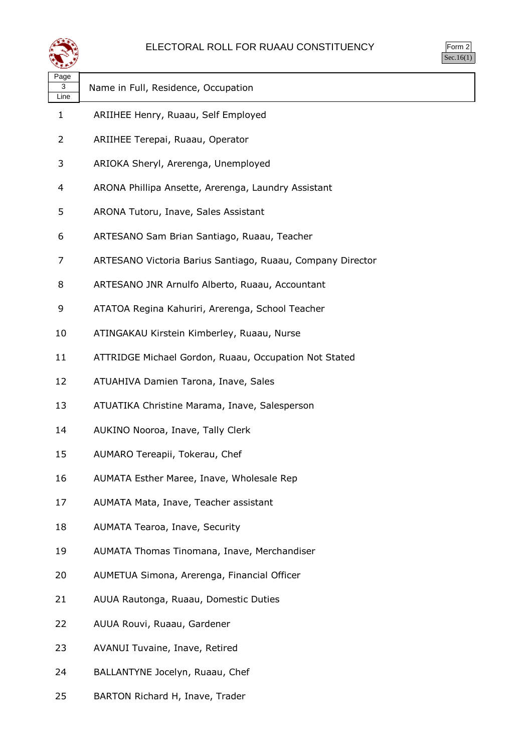# ELECTORAL ROLL FOR RUAAU CONSTITUENCY

Form 2
Sec.16(1)

| Page 3 Line | Name in Full, Residence, Occupation |
|---|---|
| 1 | ARIIHEE Henry, Ruaau, Self Employed |
| 2 | ARIIHEE Terepai, Ruaau, Operator |
| 3 | ARIOKA Sheryl, Arerenga, Unemployed |
| 4 | ARONA Phillipa Ansette, Arerenga, Laundry Assistant |
| 5 | ARONA Tutoru, Inave, Sales Assistant |
| 6 | ARTESANO Sam Brian Santiago, Ruaau, Teacher |
| 7 | ARTESANO Victoria Barius Santiago, Ruaau, Company Director |
| 8 | ARTESANO JNR Arnulfo Alberto, Ruaau, Accountant |
| 9 | ATATOA Regina Kahuriri, Arerenga, School Teacher |
| 10 | ATINGAKAU Kirstein Kimberley, Ruaau, Nurse |
| 11 | ATTRIDGE Michael Gordon, Ruaau, Occupation Not Stated |
| 12 | ATUAHIVA Damien Tarona, Inave, Sales |
| 13 | ATUATIKA Christine Marama, Inave, Salesperson |
| 14 | AUKINO Nooroa, Inave, Tally Clerk |
| 15 | AUMARO Tereapii, Tokerau, Chef |
| 16 | AUMATA Esther Maree, Inave, Wholesale Rep |
| 17 | AUMATA Mata, Inave, Teacher assistant |
| 18 | AUMATA Tearoa, Inave, Security |
| 19 | AUMATA Thomas Tinomana, Inave, Merchandiser |
| 20 | AUMETUA Simona, Arerenga, Financial Officer |
| 21 | AUUA Rautonga, Ruaau, Domestic Duties |
| 22 | AUUA Rouvi, Ruaau, Gardener |
| 23 | AVANUI Tuvaine, Inave, Retired |
| 24 | BALLANTYNE Jocelyn, Ruaau, Chef |
| 25 | BARTON Richard H, Inave, Trader |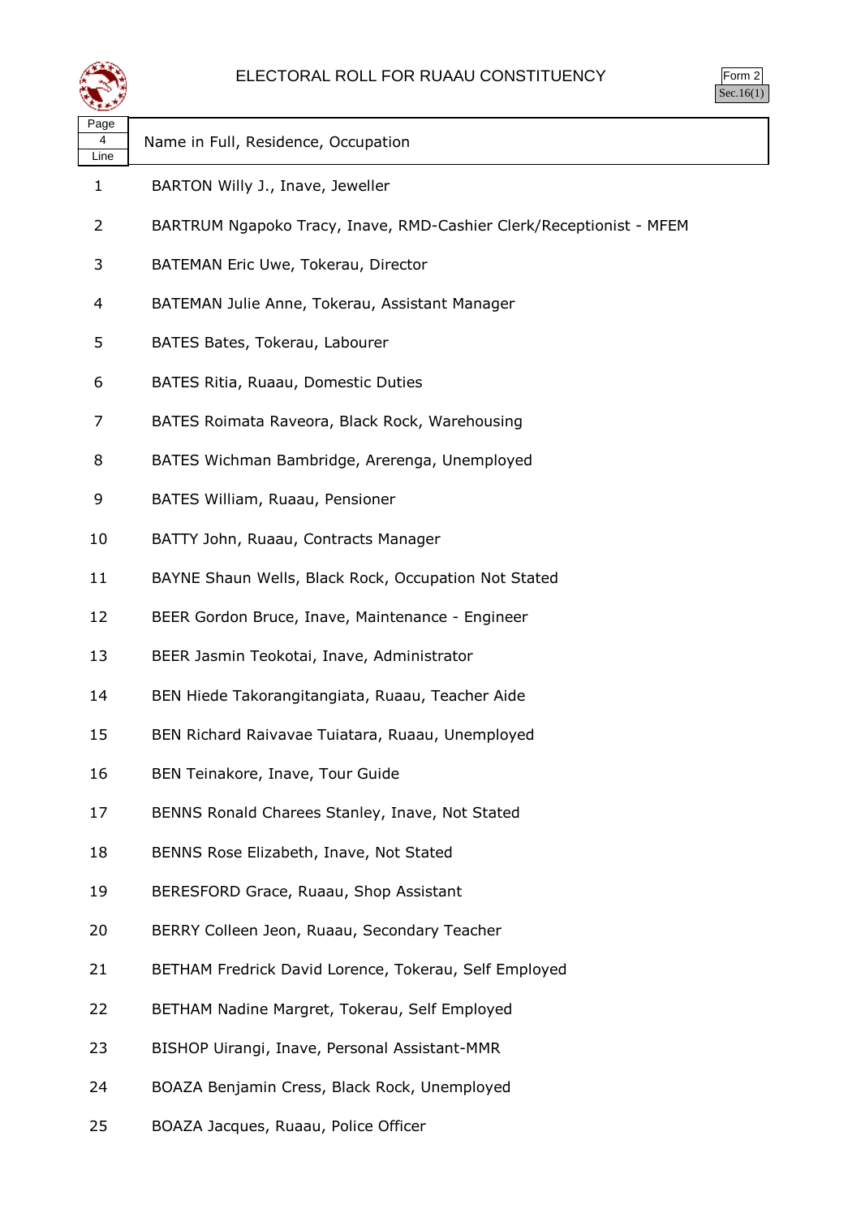# ELECTORAL ROLL FOR RUAAU CONSTITUENCY

Form 2
Sec.16(1)

| Page 4 Line | Name in Full, Residence, Occupation |
|---|---|
| 1 | BARTON Willy J., Inave, Jeweller |
| 2 | BARTRUM Ngapoko Tracy, Inave, RMD-Cashier Clerk/Receptionist - MFEM |
| 3 | BATEMAN Eric Uwe, Tokerau, Director |
| 4 | BATEMAN Julie Anne, Tokerau, Assistant Manager |
| 5 | BATES Bates, Tokerau, Labourer |
| 6 | BATES Ritia, Ruaau, Domestic Duties |
| 7 | BATES Roimata Raveora, Black Rock, Warehousing |
| 8 | BATES Wichman Bambridge, Arerenga, Unemployed |
| 9 | BATES William, Ruaau, Pensioner |
| 10 | BATTY John, Ruaau, Contracts Manager |
| 11 | BAYNE Shaun Wells, Black Rock, Occupation Not Stated |
| 12 | BEER Gordon Bruce, Inave, Maintenance - Engineer |
| 13 | BEER Jasmin Teokotai, Inave, Administrator |
| 14 | BEN Hiede Takorangitangiata, Ruaau, Teacher Aide |
| 15 | BEN Richard Raivavae Tuiatara, Ruaau, Unemployed |
| 16 | BEN Teinakore, Inave, Tour Guide |
| 17 | BENNS Ronald Charees Stanley, Inave, Not Stated |
| 18 | BENNS Rose Elizabeth, Inave, Not Stated |
| 19 | BERESFORD Grace, Ruaau, Shop Assistant |
| 20 | BERRY Colleen Jeon, Ruaau, Secondary Teacher |
| 21 | BETHAM Fredrick David Lorence, Tokerau, Self Employed |
| 22 | BETHAM Nadine Margret, Tokerau, Self Employed |
| 23 | BISHOP Uirangi, Inave, Personal Assistant-MMR |
| 24 | BOAZA Benjamin Cress, Black Rock, Unemployed |
| 25 | BOAZA Jacques, Ruaau, Police Officer |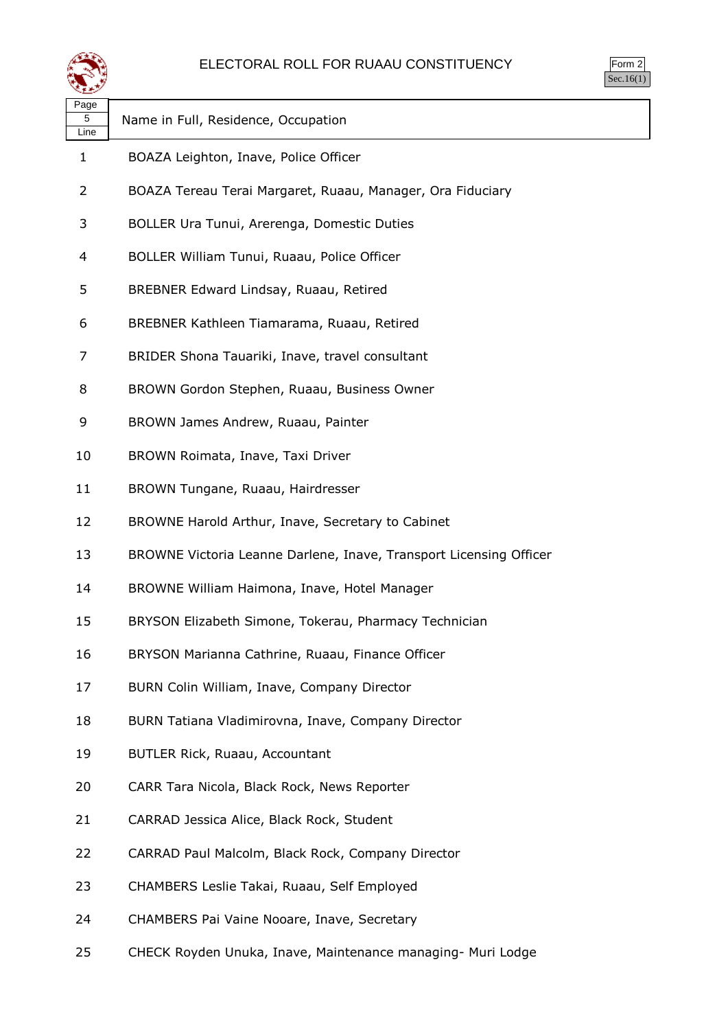# ELECTORAL ROLL FOR RUAAU CONSTITUENCY

Form 2
Sec.16(1)

| Page 5 Line | Name in Full, Residence, Occupation |
|---|---|
| 1 | BOAZA Leighton, Inave, Police Officer |
| 2 | BOAZA Tereau Terai Margaret, Ruaau, Manager, Ora Fiduciary |
| 3 | BOLLER Ura Tunui, Arerenga, Domestic Duties |
| 4 | BOLLER William Tunui, Ruaau, Police Officer |
| 5 | BREBNER Edward Lindsay, Ruaau, Retired |
| 6 | BREBNER Kathleen Tiamarama, Ruaau, Retired |
| 7 | BRIDER Shona Tauariki, Inave, travel consultant |
| 8 | BROWN Gordon Stephen, Ruaau, Business Owner |
| 9 | BROWN James Andrew, Ruaau, Painter |
| 10 | BROWN Roimata, Inave, Taxi Driver |
| 11 | BROWN Tungane, Ruaau, Hairdresser |
| 12 | BROWNE Harold Arthur, Inave, Secretary to Cabinet |
| 13 | BROWNE Victoria Leanne Darlene, Inave, Transport Licensing Officer |
| 14 | BROWNE William Haimona, Inave, Hotel Manager |
| 15 | BRYSON Elizabeth Simone, Tokerau, Pharmacy Technician |
| 16 | BRYSON Marianna Cathrine, Ruaau, Finance Officer |
| 17 | BURN Colin William, Inave, Company Director |
| 18 | BURN Tatiana Vladimirovna, Inave, Company Director |
| 19 | BUTLER Rick, Ruaau, Accountant |
| 20 | CARR Tara Nicola, Black Rock, News Reporter |
| 21 | CARRAD Jessica Alice, Black Rock, Student |
| 22 | CARRAD Paul Malcolm, Black Rock, Company Director |
| 23 | CHAMBERS Leslie Takai, Ruaau, Self Employed |
| 24 | CHAMBERS Pai Vaine Nooare, Inave, Secretary |
| 25 | CHECK Royden Unuka, Inave, Maintenance managing- Muri Lodge |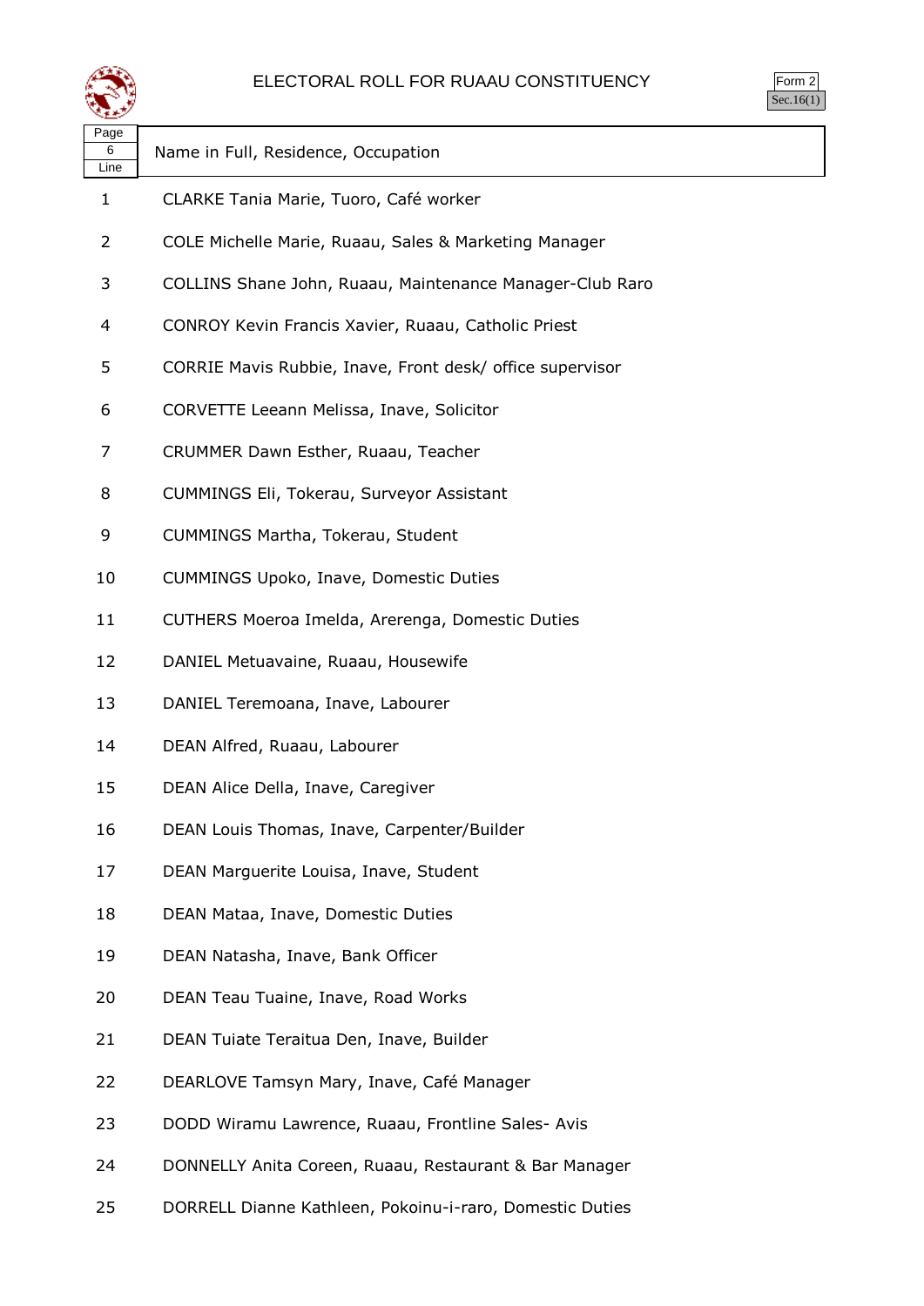# ELECTORAL ROLL FOR RUAAU CONSTITUENCY

Form 2
Sec.16(1)

| Page 6 Line | Name in Full, Residence, Occupation |
|---|---|
| 1 | CLARKE Tania Marie, Tuoro, Café worker |
| 2 | COLE Michelle Marie, Ruaau, Sales & Marketing Manager |
| 3 | COLLINS Shane John, Ruaau, Maintenance Manager-Club Raro |
| 4 | CONROY Kevin Francis Xavier, Ruaau, Catholic Priest |
| 5 | CORRIE Mavis Rubbie, Inave, Front desk/ office supervisor |
| 6 | CORVETTE Leeann Melissa, Inave, Solicitor |
| 7 | CRUMMER Dawn Esther, Ruaau, Teacher |
| 8 | CUMMINGS Eli, Tokerau, Surveyor Assistant |
| 9 | CUMMINGS Martha, Tokerau, Student |
| 10 | CUMMINGS Upoko, Inave, Domestic Duties |
| 11 | CUTHERS Moeroa Imelda, Arerenga, Domestic Duties |
| 12 | DANIEL Metuavaine, Ruaau, Housewife |
| 13 | DANIEL Teremoana, Inave, Labourer |
| 14 | DEAN Alfred, Ruaau, Labourer |
| 15 | DEAN Alice Della, Inave, Caregiver |
| 16 | DEAN Louis Thomas, Inave, Carpenter/Builder |
| 17 | DEAN Marguerite Louisa, Inave, Student |
| 18 | DEAN Mataa, Inave, Domestic Duties |
| 19 | DEAN Natasha, Inave, Bank Officer |
| 20 | DEAN Teau Tuaine, Inave, Road Works |
| 21 | DEAN Tuiate Teraitua Den, Inave, Builder |
| 22 | DEARLOVE Tamsyn Mary, Inave, Café Manager |
| 23 | DODD Wiramu Lawrence, Ruaau, Frontline Sales- Avis |
| 24 | DONNELLY Anita Coreen, Ruaau, Restaurant & Bar Manager |
| 25 | DORRELL Dianne Kathleen, Pokoinu-i-raro, Domestic Duties |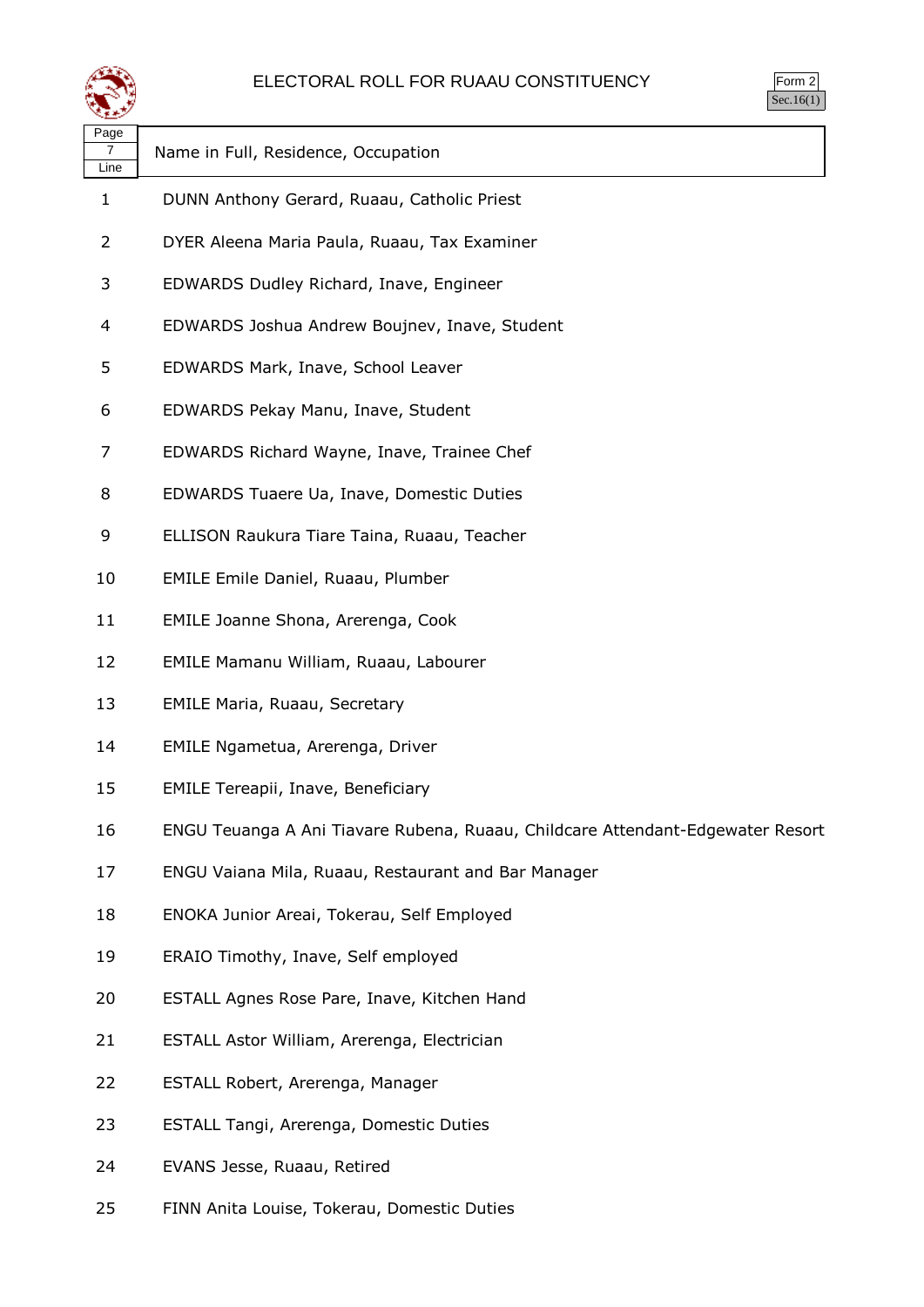# ELECTORAL ROLL FOR RUAAU CONSTITUENCY

Form 2
Sec.16(1)

| Page 7 Line | Name in Full, Residence, Occupation |
|---|---|
| 1 | DUNN Anthony Gerard, Ruaau, Catholic Priest |
| 2 | DYER Aleena Maria Paula, Ruaau, Tax Examiner |
| 3 | EDWARDS Dudley Richard, Inave, Engineer |
| 4 | EDWARDS Joshua Andrew Boujnev, Inave, Student |
| 5 | EDWARDS Mark, Inave, School Leaver |
| 6 | EDWARDS Pekay Manu, Inave, Student |
| 7 | EDWARDS Richard Wayne, Inave, Trainee Chef |
| 8 | EDWARDS Tuaere Ua, Inave, Domestic Duties |
| 9 | ELLISON Raukura Tiare Taina, Ruaau, Teacher |
| 10 | EMILE Emile Daniel, Ruaau, Plumber |
| 11 | EMILE Joanne Shona, Arerenga, Cook |
| 12 | EMILE Mamanu William, Ruaau, Labourer |
| 13 | EMILE Maria, Ruaau, Secretary |
| 14 | EMILE Ngametua, Arerenga, Driver |
| 15 | EMILE Tereapii, Inave, Beneficiary |
| 16 | ENGU Teuanga A Ani Tiavare Rubena, Ruaau, Childcare Attendant-Edgewater Resort |
| 17 | ENGU Vaiana Mila, Ruaau, Restaurant and Bar Manager |
| 18 | ENOKA Junior Areai, Tokerau, Self Employed |
| 19 | ERAIO Timothy, Inave, Self employed |
| 20 | ESTALL Agnes Rose Pare, Inave, Kitchen Hand |
| 21 | ESTALL Astor William, Arerenga, Electrician |
| 22 | ESTALL Robert, Arerenga, Manager |
| 23 | ESTALL Tangi, Arerenga, Domestic Duties |
| 24 | EVANS Jesse, Ruaau, Retired |
| 25 | FINN Anita Louise, Tokerau, Domestic Duties |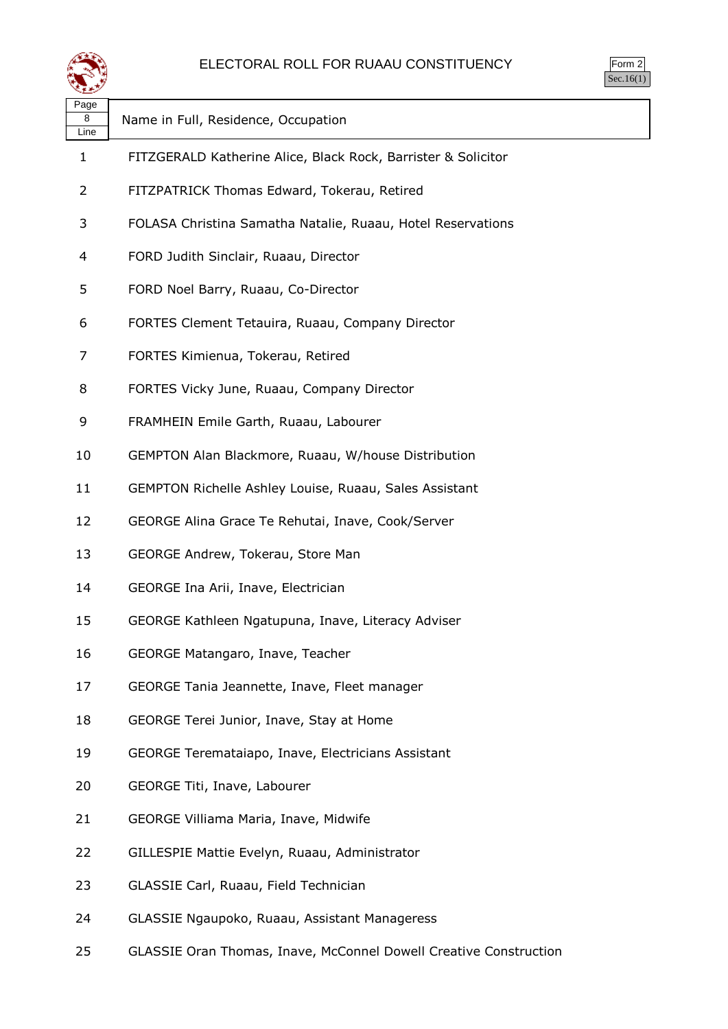# ELECTORAL ROLL FOR RUAAU CONSTITUENCY

Form 2
Sec.16(1)

| Page 8 Line | Name in Full, Residence, Occupation |
|---|---|
| 1 | FITZGERALD Katherine Alice, Black Rock, Barrister & Solicitor |
| 2 | FITZPATRICK Thomas Edward, Tokerau, Retired |
| 3 | FOLASA Christina Samatha Natalie, Ruaau, Hotel Reservations |
| 4 | FORD Judith Sinclair, Ruaau, Director |
| 5 | FORD Noel Barry, Ruaau, Co-Director |
| 6 | FORTES Clement Tetauira, Ruaau, Company Director |
| 7 | FORTES Kimienua, Tokerau, Retired |
| 8 | FORTES Vicky June, Ruaau, Company Director |
| 9 | FRAMHEIN Emile Garth, Ruaau, Labourer |
| 10 | GEMPTON Alan Blackmore, Ruaau, W/house Distribution |
| 11 | GEMPTON Richelle Ashley Louise, Ruaau, Sales Assistant |
| 12 | GEORGE Alina Grace Te Rehutai, Inave, Cook/Server |
| 13 | GEORGE Andrew, Tokerau, Store Man |
| 14 | GEORGE Ina Arii, Inave, Electrician |
| 15 | GEORGE Kathleen Ngatupuna, Inave, Literacy Adviser |
| 16 | GEORGE Matangaro, Inave, Teacher |
| 17 | GEORGE Tania Jeannette, Inave, Fleet manager |
| 18 | GEORGE Terei Junior, Inave, Stay at Home |
| 19 | GEORGE Teremataiapo, Inave, Electricians Assistant |
| 20 | GEORGE Titi, Inave, Labourer |
| 21 | GEORGE Villiama Maria, Inave, Midwife |
| 22 | GILLESPIE Mattie Evelyn, Ruaau, Administrator |
| 23 | GLASSIE Carl, Ruaau, Field Technician |
| 24 | GLASSIE Ngaupoko, Ruaau, Assistant Manageress |
| 25 | GLASSIE Oran Thomas, Inave, McConnel Dowell Creative Construction |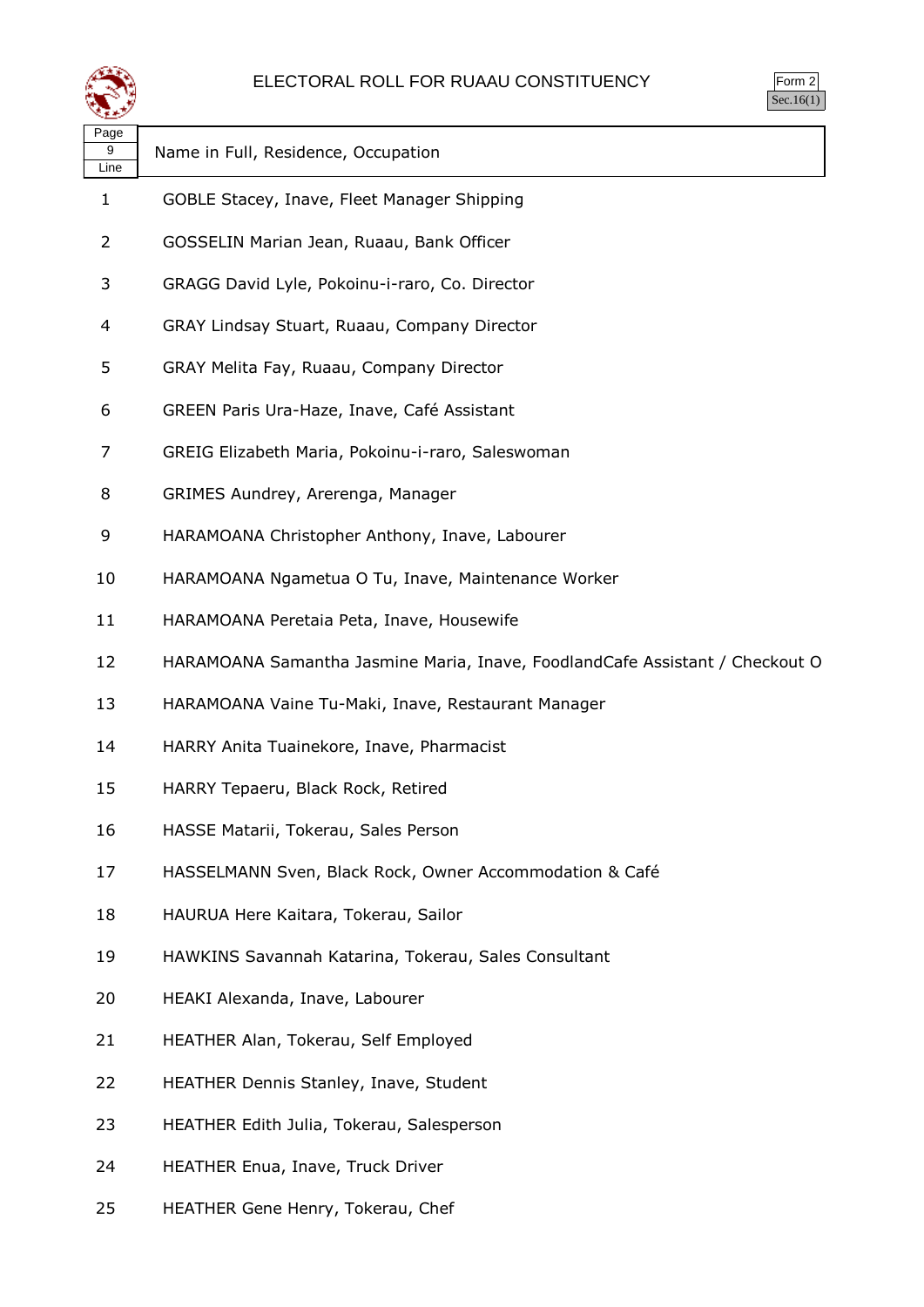# ELECTORAL ROLL FOR RUAAU CONSTITUENCY

Form 2
Sec.16(1)

| Page 9 Line | Name in Full, Residence, Occupation |
|---|---|
| 1 | GOBLE Stacey, Inave, Fleet Manager Shipping |
| 2 | GOSSELIN Marian Jean, Ruaau, Bank Officer |
| 3 | GRAGG David Lyle, Pokoinu-i-raro, Co. Director |
| 4 | GRAY Lindsay Stuart, Ruaau, Company Director |
| 5 | GRAY Melita Fay, Ruaau, Company Director |
| 6 | GREEN Paris Ura-Haze, Inave, Café Assistant |
| 7 | GREIG Elizabeth Maria, Pokoinu-i-raro, Saleswoman |
| 8 | GRIMES Aundrey, Arerenga, Manager |
| 9 | HARAMOANA Christopher Anthony, Inave, Labourer |
| 10 | HARAMOANA Ngametua O Tu, Inave, Maintenance Worker |
| 11 | HARAMOANA Peretaia Peta, Inave, Housewife |
| 12 | HARAMOANA Samantha Jasmine Maria, Inave, FoodlandCafe Assistant / Checkout O |
| 13 | HARAMOANA Vaine Tu-Maki, Inave, Restaurant Manager |
| 14 | HARRY Anita Tuainekore, Inave, Pharmacist |
| 15 | HARRY Tepaeru, Black Rock, Retired |
| 16 | HASSE Matarii, Tokerau, Sales Person |
| 17 | HASSELMANN Sven, Black Rock, Owner Accommodation & Café |
| 18 | HAURUA Here Kaitara, Tokerau, Sailor |
| 19 | HAWKINS Savannah Katarina, Tokerau, Sales Consultant |
| 20 | HEAKI Alexanda, Inave, Labourer |
| 21 | HEATHER Alan, Tokerau, Self Employed |
| 22 | HEATHER Dennis Stanley, Inave, Student |
| 23 | HEATHER Edith Julia, Tokerau, Salesperson |
| 24 | HEATHER Enua, Inave, Truck Driver |
| 25 | HEATHER Gene Henry, Tokerau, Chef |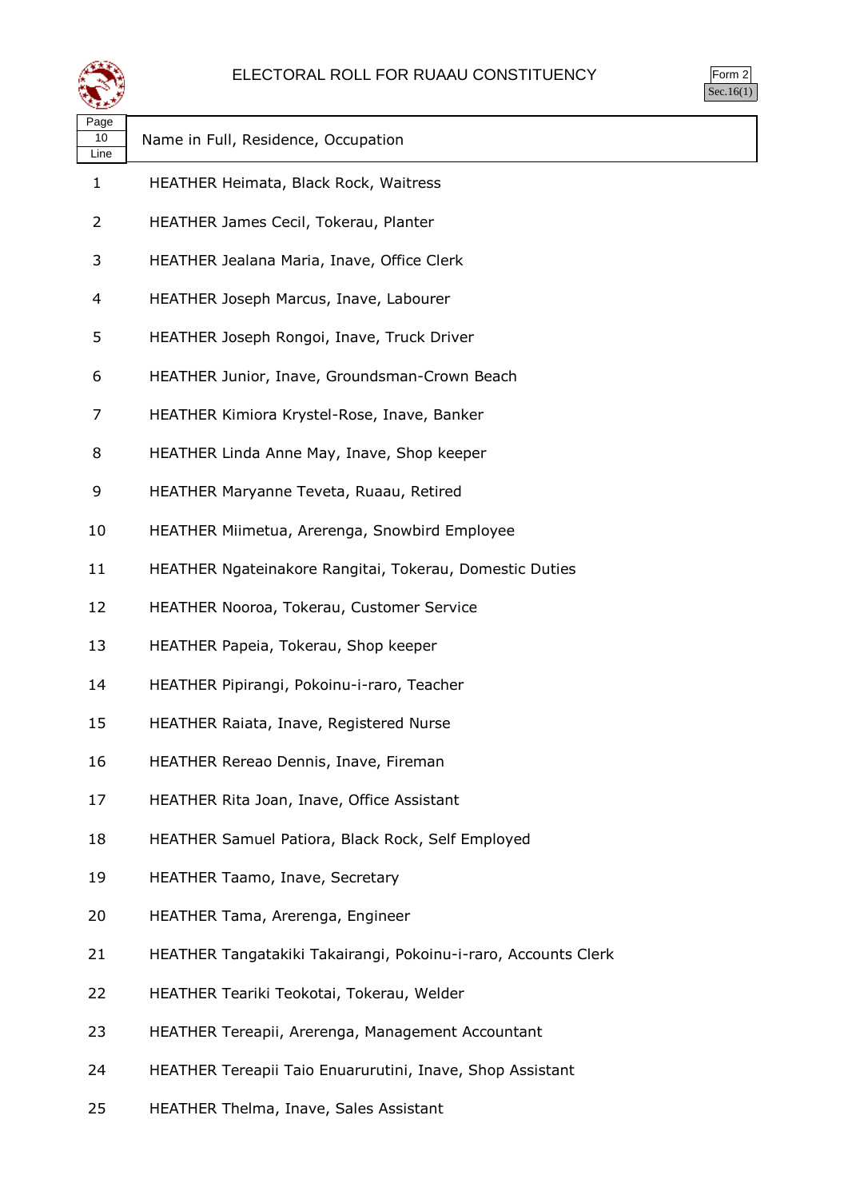# ELECTORAL ROLL FOR RUAAU CONSTITUENCY

Form 2
Sec.16(1)

| Page 10 Line | Name in Full, Residence, Occupation |
|---|---|
| 1 | HEATHER Heimata, Black Rock, Waitress |
| 2 | HEATHER James Cecil, Tokerau, Planter |
| 3 | HEATHER Jealana Maria, Inave, Office Clerk |
| 4 | HEATHER Joseph Marcus, Inave, Labourer |
| 5 | HEATHER Joseph Rongoi, Inave, Truck Driver |
| 6 | HEATHER Junior, Inave, Groundsman-Crown Beach |
| 7 | HEATHER Kimiora Krystel-Rose, Inave, Banker |
| 8 | HEATHER Linda Anne May, Inave, Shop keeper |
| 9 | HEATHER Maryanne Teveta, Ruaau, Retired |
| 10 | HEATHER Miimetua, Arerenga, Snowbird Employee |
| 11 | HEATHER Ngateinakore Rangitai, Tokerau, Domestic Duties |
| 12 | HEATHER Nooroa, Tokerau, Customer Service |
| 13 | HEATHER Papeia, Tokerau, Shop keeper |
| 14 | HEATHER Pipirangi, Pokoinu-i-raro, Teacher |
| 15 | HEATHER Raiata, Inave, Registered Nurse |
| 16 | HEATHER Rereao Dennis, Inave, Fireman |
| 17 | HEATHER Rita Joan, Inave, Office Assistant |
| 18 | HEATHER Samuel Patiora, Black Rock, Self Employed |
| 19 | HEATHER Taamo, Inave, Secretary |
| 20 | HEATHER Tama, Arerenga, Engineer |
| 21 | HEATHER Tangatakiki Takairangi, Pokoinu-i-raro, Accounts Clerk |
| 22 | HEATHER Teariki Teokotai, Tokerau, Welder |
| 23 | HEATHER Tereapii, Arerenga, Management Accountant |
| 24 | HEATHER Tereapii Taio Enuarurutini, Inave, Shop Assistant |
| 25 | HEATHER Thelma, Inave, Sales Assistant |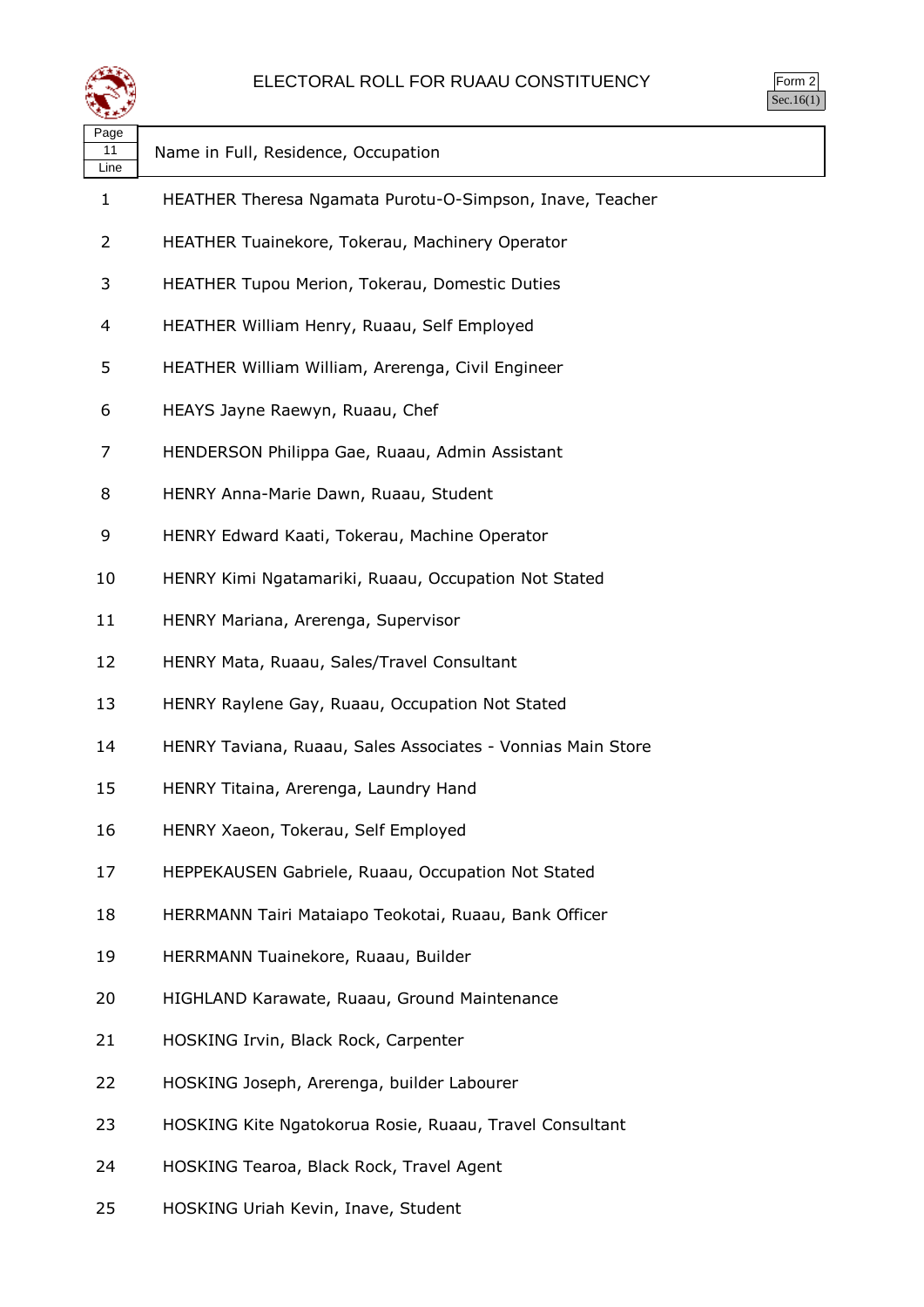# ELECTORAL ROLL FOR RUAAU CONSTITUENCY

Form 2
Sec.16(1)

| Page 11 Line | Name in Full, Residence, Occupation |
|---|---|
| 1 | HEATHER Theresa Ngamata Purotu-O-Simpson, Inave, Teacher |
| 2 | HEATHER Tuainekore, Tokerau, Machinery Operator |
| 3 | HEATHER Tupou Merion, Tokerau, Domestic Duties |
| 4 | HEATHER William Henry, Ruaau, Self Employed |
| 5 | HEATHER William William, Arerenga, Civil Engineer |
| 6 | HEAYS Jayne Raewyn, Ruaau, Chef |
| 7 | HENDERSON Philippa Gae, Ruaau, Admin Assistant |
| 8 | HENRY Anna-Marie Dawn, Ruaau, Student |
| 9 | HENRY Edward Kaati, Tokerau, Machine Operator |
| 10 | HENRY Kimi Ngatamariki, Ruaau, Occupation Not Stated |
| 11 | HENRY Mariana, Arerenga, Supervisor |
| 12 | HENRY Mata, Ruaau, Sales/Travel Consultant |
| 13 | HENRY Raylene Gay, Ruaau, Occupation Not Stated |
| 14 | HENRY Taviana, Ruaau, Sales Associates - Vonnias Main Store |
| 15 | HENRY Titaina, Arerenga, Laundry Hand |
| 16 | HENRY Xaeon, Tokerau, Self Employed |
| 17 | HEPPEKAUSEN Gabriele, Ruaau, Occupation Not Stated |
| 18 | HERRMANN Tairi Mataiapo Teokotai, Ruaau, Bank Officer |
| 19 | HERRMANN Tuainekore, Ruaau, Builder |
| 20 | HIGHLAND Karawate, Ruaau, Ground Maintenance |
| 21 | HOSKING Irvin, Black Rock, Carpenter |
| 22 | HOSKING Joseph, Arerenga, builder Labourer |
| 23 | HOSKING Kite Ngatokorua Rosie, Ruaau, Travel Consultant |
| 24 | HOSKING Tearoa, Black Rock, Travel Agent |
| 25 | HOSKING Uriah Kevin, Inave, Student |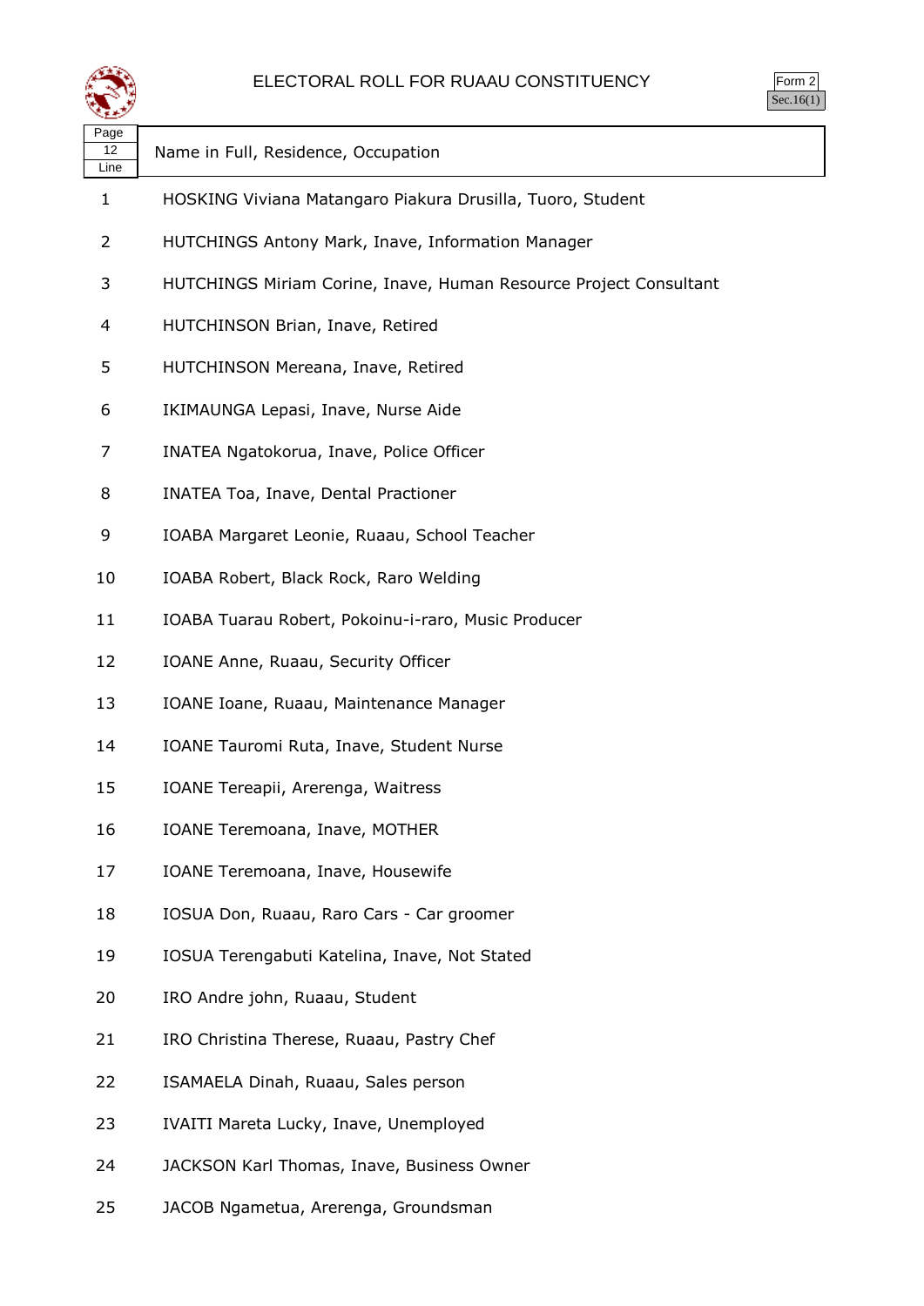# ELECTORAL ROLL FOR RUAAU CONSTITUENCY

Form 2
Sec.16(1)

| Page 12 Line | Name in Full, Residence, Occupation |
|---|---|
| 1 | HOSKING Viviana Matangaro Piakura Drusilla, Tuoro, Student |
| 2 | HUTCHINGS Antony Mark, Inave, Information Manager |
| 3 | HUTCHINGS Miriam Corine, Inave, Human Resource Project Consultant |
| 4 | HUTCHINSON Brian, Inave, Retired |
| 5 | HUTCHINSON Mereana, Inave, Retired |
| 6 | IKIMAUNGA Lepasi, Inave, Nurse Aide |
| 7 | INATEA Ngatokorua, Inave, Police Officer |
| 8 | INATEA Toa, Inave, Dental Practioner |
| 9 | IOABA Margaret Leonie, Ruaau, School Teacher |
| 10 | IOABA Robert, Black Rock, Raro Welding |
| 11 | IOABA Tuarau Robert, Pokoinu-i-raro, Music Producer |
| 12 | IOANE Anne, Ruaau, Security Officer |
| 13 | IOANE Ioane, Ruaau, Maintenance Manager |
| 14 | IOANE Tauromi Ruta, Inave, Student Nurse |
| 15 | IOANE Tereapii, Arerenga, Waitress |
| 16 | IOANE Teremoana, Inave, MOTHER |
| 17 | IOANE Teremoana, Inave, Housewife |
| 18 | IOSUA Don, Ruaau, Raro Cars - Car groomer |
| 19 | IOSUA Terengabuti Katelina, Inave, Not Stated |
| 20 | IRO Andre john, Ruaau, Student |
| 21 | IRO Christina Therese, Ruaau, Pastry Chef |
| 22 | ISAMAELA Dinah, Ruaau, Sales person |
| 23 | IVAITI Mareta Lucky, Inave, Unemployed |
| 24 | JACKSON Karl Thomas, Inave, Business Owner |
| 25 | JACOB Ngametua, Arerenga, Groundsman |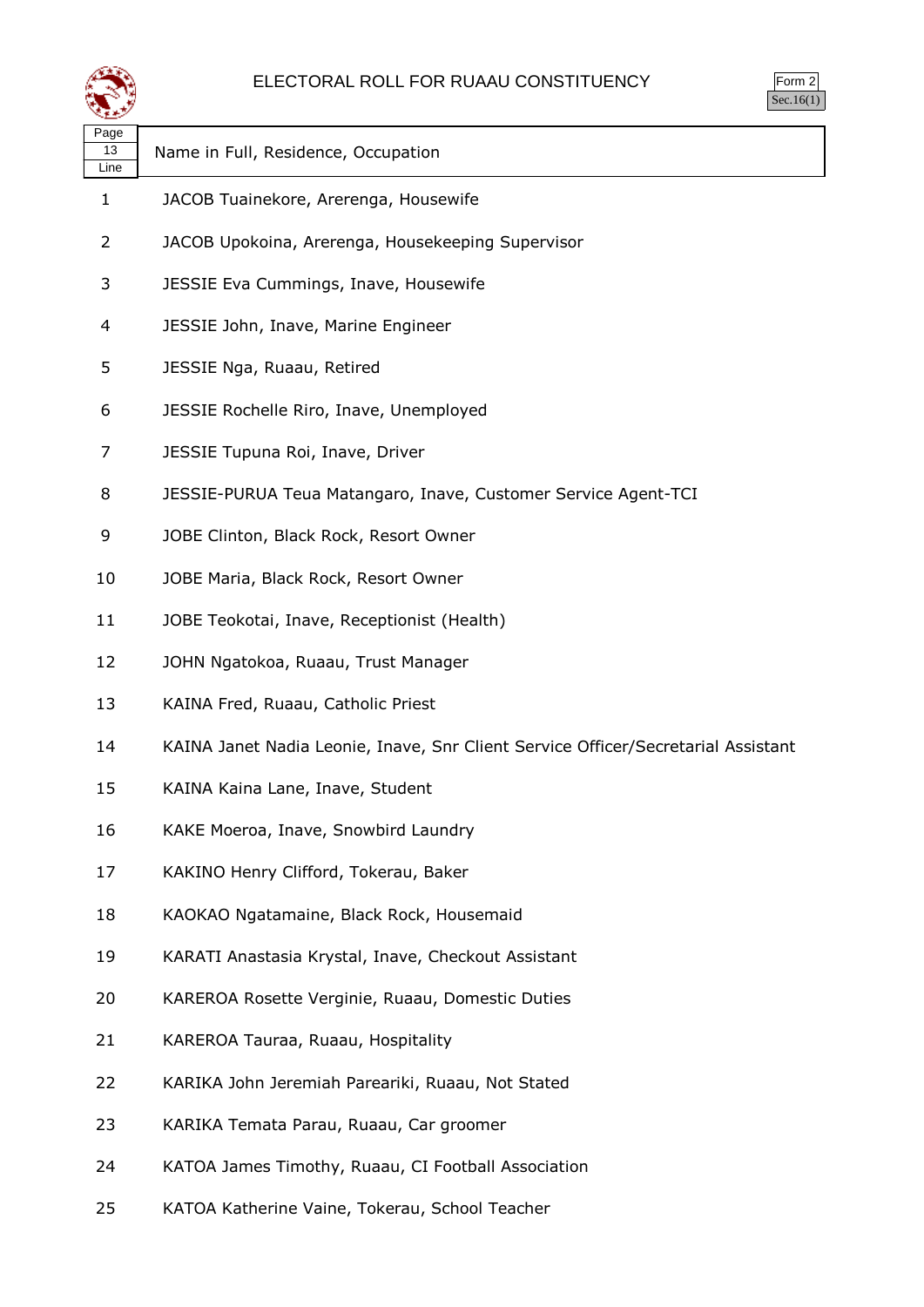# ELECTORAL ROLL FOR RUAAU CONSTITUENCY

Form 2
Sec.16(1)

| Page 13 Line | Name in Full, Residence, Occupation |
|---|---|
| 1 | JACOB Tuainekore, Arerenga, Housewife |
| 2 | JACOB Upokoina, Arerenga, Housekeeping Supervisor |
| 3 | JESSIE Eva Cummings, Inave, Housewife |
| 4 | JESSIE John, Inave, Marine Engineer |
| 5 | JESSIE Nga, Ruaau, Retired |
| 6 | JESSIE Rochelle Riro, Inave, Unemployed |
| 7 | JESSIE Tupuna Roi, Inave, Driver |
| 8 | JESSIE-PURUA Teua Matangaro, Inave, Customer Service Agent-TCI |
| 9 | JOBE Clinton, Black Rock, Resort Owner |
| 10 | JOBE Maria, Black Rock, Resort Owner |
| 11 | JOBE Teokotai, Inave, Receptionist (Health) |
| 12 | JOHN Ngatokoa, Ruaau, Trust Manager |
| 13 | KAINA Fred, Ruaau, Catholic Priest |
| 14 | KAINA Janet Nadia Leonie, Inave, Snr Client Service Officer/Secretarial Assistant |
| 15 | KAINA Kaina Lane, Inave, Student |
| 16 | KAKE Moeroa, Inave, Snowbird Laundry |
| 17 | KAKINO Henry Clifford, Tokerau, Baker |
| 18 | KAOKAO Ngatamaine, Black Rock, Housemaid |
| 19 | KARATI Anastasia Krystal, Inave, Checkout Assistant |
| 20 | KAREROA Rosette Verginie, Ruaau, Domestic Duties |
| 21 | KAREROA Tauraa, Ruaau, Hospitality |
| 22 | KARIKA John Jeremiah Pareariki, Ruaau, Not Stated |
| 23 | KARIKA Temata Parau, Ruaau, Car groomer |
| 24 | KATOA James Timothy, Ruaau, CI Football Association |
| 25 | KATOA Katherine Vaine, Tokerau, School Teacher |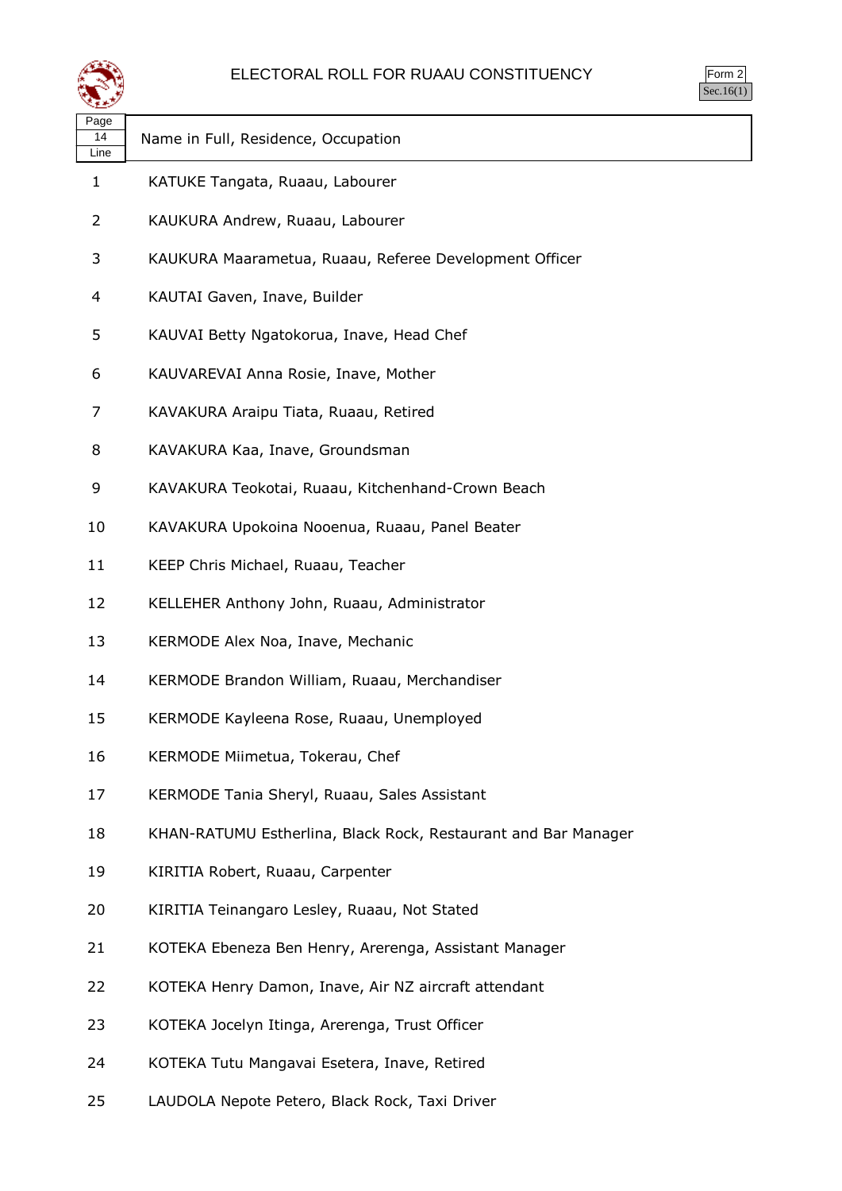# ELECTORAL ROLL FOR RUAAU CONSTITUENCY

Form 2
Sec.16(1)

| Page 14 Line | Name in Full, Residence, Occupation |
|---|---|
| 1 | KATUKE Tangata, Ruaau, Labourer |
| 2 | KAUKURA Andrew, Ruaau, Labourer |
| 3 | KAUKURA Maarametua, Ruaau, Referee Development Officer |
| 4 | KAUTAI Gaven, Inave, Builder |
| 5 | KAUVAI Betty Ngatokorua, Inave, Head Chef |
| 6 | KAUVAREVAI Anna Rosie, Inave, Mother |
| 7 | KAVAKURA Araipu Tiata, Ruaau, Retired |
| 8 | KAVAKURA Kaa, Inave, Groundsman |
| 9 | KAVAKURA Teokotai, Ruaau, Kitchenhand-Crown Beach |
| 10 | KAVAKURA Upokoina Nooenua, Ruaau, Panel Beater |
| 11 | KEEP Chris Michael, Ruaau, Teacher |
| 12 | KELLEHER Anthony John, Ruaau, Administrator |
| 13 | KERMODE Alex Noa, Inave, Mechanic |
| 14 | KERMODE Brandon William, Ruaau, Merchandiser |
| 15 | KERMODE Kayleena Rose, Ruaau, Unemployed |
| 16 | KERMODE Miimetua, Tokerau, Chef |
| 17 | KERMODE Tania Sheryl, Ruaau, Sales Assistant |
| 18 | KHAN-RATUMU Estherlina, Black Rock, Restaurant and Bar Manager |
| 19 | KIRITIA Robert, Ruaau, Carpenter |
| 20 | KIRITIA Teinangaro Lesley, Ruaau, Not Stated |
| 21 | KOTEKA Ebeneza Ben Henry, Arerenga, Assistant Manager |
| 22 | KOTEKA Henry Damon, Inave, Air NZ aircraft attendant |
| 23 | KOTEKA Jocelyn Itinga, Arerenga, Trust Officer |
| 24 | KOTEKA Tutu Mangavai Esetera, Inave, Retired |
| 25 | LAUDOLA Nepote Petero, Black Rock, Taxi Driver |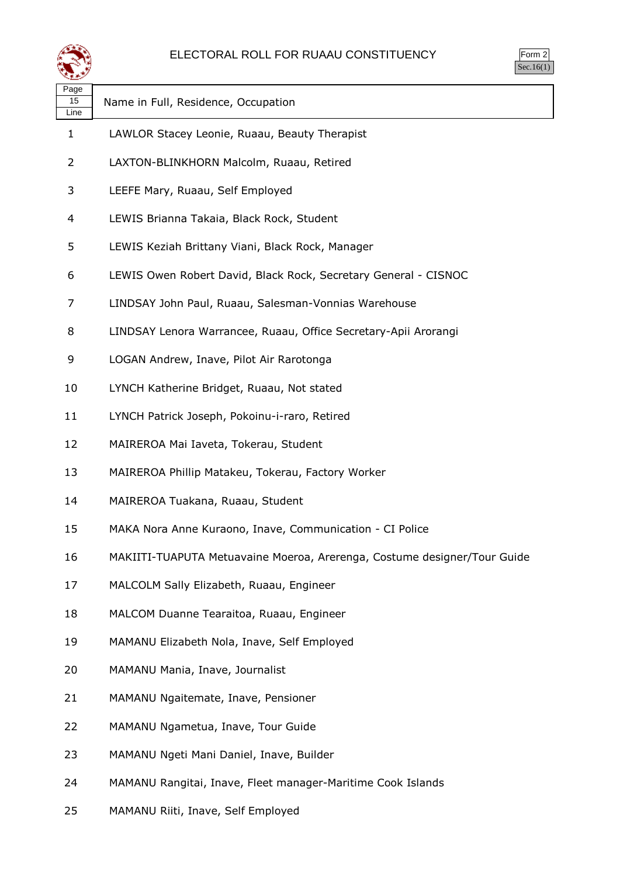# ELECTORAL ROLL FOR RUAAU CONSTITUENCY

Form 2
Sec.16(1)

| Page 15 Line | Name in Full, Residence, Occupation |
|---|---|
| 1 | LAWLOR Stacey Leonie, Ruaau, Beauty Therapist |
| 2 | LAXTON-BLINKHORN Malcolm, Ruaau, Retired |
| 3 | LEEFE Mary, Ruaau, Self Employed |
| 4 | LEWIS Brianna Takaia, Black Rock, Student |
| 5 | LEWIS Keziah Brittany Viani, Black Rock, Manager |
| 6 | LEWIS Owen Robert David, Black Rock, Secretary General - CISNOC |
| 7 | LINDSAY John Paul, Ruaau, Salesman-Vonnias Warehouse |
| 8 | LINDSAY Lenora Warrancee, Ruaau, Office Secretary-Apii Arorangi |
| 9 | LOGAN Andrew, Inave, Pilot Air Rarotonga |
| 10 | LYNCH Katherine Bridget, Ruaau, Not stated |
| 11 | LYNCH Patrick Joseph, Pokoinu-i-raro, Retired |
| 12 | MAIREROA Mai Iaveta, Tokerau, Student |
| 13 | MAIREROA Phillip Matakeu, Tokerau, Factory Worker |
| 14 | MAIREROA Tuakana, Ruaau, Student |
| 15 | MAKA Nora Anne Kuraono, Inave, Communication - CI Police |
| 16 | MAKIITI-TUAPUTA Metuavaine Moeroa, Arerenga, Costume designer/Tour Guide |
| 17 | MALCOLM Sally Elizabeth, Ruaau, Engineer |
| 18 | MALCOM Duanne Tearaitoa, Ruaau, Engineer |
| 19 | MAMANU Elizabeth Nola, Inave, Self Employed |
| 20 | MAMANU Mania, Inave, Journalist |
| 21 | MAMANU Ngaitemate, Inave, Pensioner |
| 22 | MAMANU Ngametua, Inave, Tour Guide |
| 23 | MAMANU Ngeti Mani Daniel, Inave, Builder |
| 24 | MAMANU Rangitai, Inave, Fleet manager-Maritime Cook Islands |
| 25 | MAMANU Riiti, Inave, Self Employed |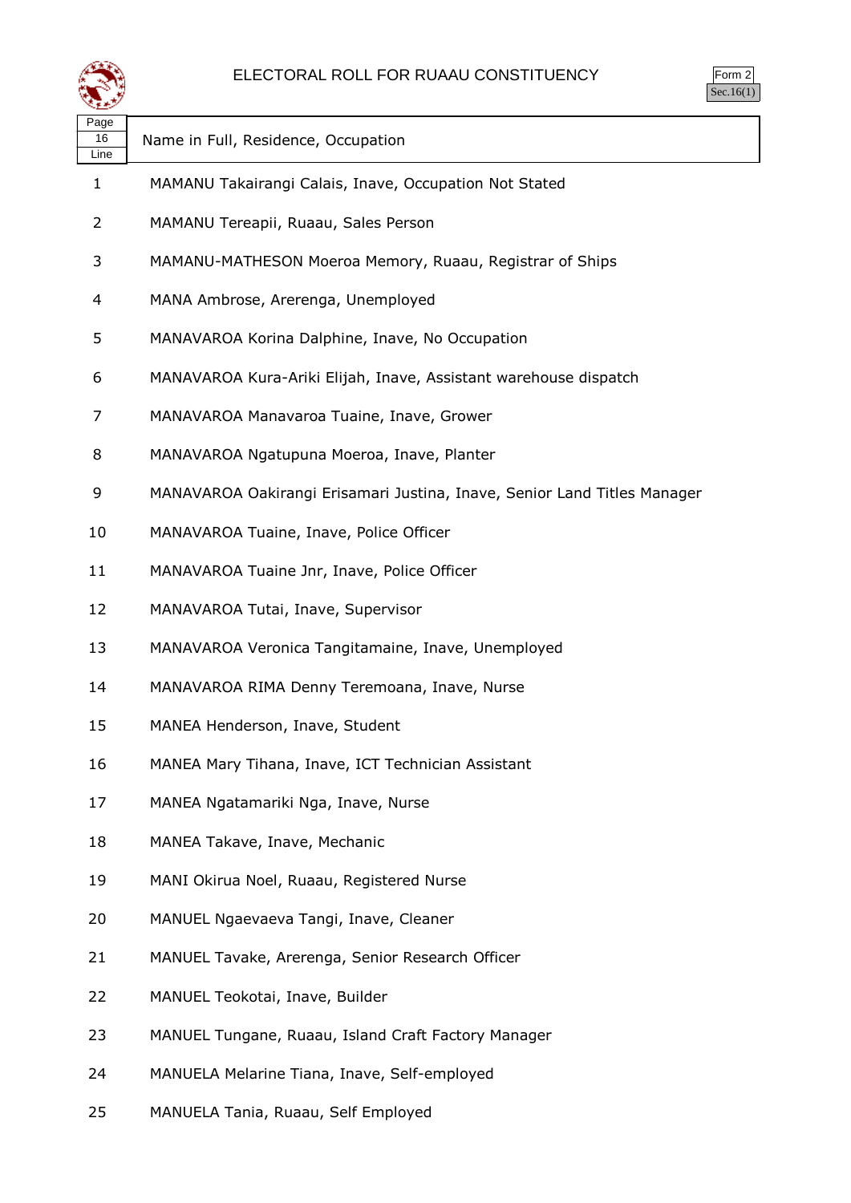# ELECTORAL ROLL FOR RUAAU CONSTITUENCY

Form 2
Sec.16(1)

| Page 16 Line | Name in Full, Residence, Occupation |
|---|---|
| 1 | MAMANU Takairangi Calais, Inave, Occupation Not Stated |
| 2 | MAMANU Tereapii, Ruaau, Sales Person |
| 3 | MAMANU-MATHESON Moeroa Memory, Ruaau, Registrar of Ships |
| 4 | MANA Ambrose, Arerenga, Unemployed |
| 5 | MANAVAROA Korina Dalphine, Inave, No Occupation |
| 6 | MANAVAROA Kura-Ariki Elijah, Inave, Assistant warehouse dispatch |
| 7 | MANAVAROA Manavaroa Tuaine, Inave, Grower |
| 8 | MANAVAROA Ngatupuna Moeroa, Inave, Planter |
| 9 | MANAVAROA Oakirangi Erisamari Justina, Inave, Senior Land Titles Manager |
| 10 | MANAVAROA Tuaine, Inave, Police Officer |
| 11 | MANAVAROA Tuaine Jnr, Inave, Police Officer |
| 12 | MANAVAROA Tutai, Inave, Supervisor |
| 13 | MANAVAROA Veronica Tangitamaine, Inave, Unemployed |
| 14 | MANAVAROA RIMA Denny Teremoana, Inave, Nurse |
| 15 | MANEA Henderson, Inave, Student |
| 16 | MANEA Mary Tihana, Inave, ICT Technician Assistant |
| 17 | MANEA Ngatamariki Nga, Inave, Nurse |
| 18 | MANEA Takave, Inave, Mechanic |
| 19 | MANI Okirua Noel, Ruaau, Registered Nurse |
| 20 | MANUEL Ngaevaeva Tangi, Inave, Cleaner |
| 21 | MANUEL Tavake, Arerenga, Senior Research Officer |
| 22 | MANUEL Teokotai, Inave, Builder |
| 23 | MANUEL Tungane, Ruaau, Island Craft Factory Manager |
| 24 | MANUELA Melarine Tiana, Inave, Self-employed |
| 25 | MANUELA Tania, Ruaau, Self Employed |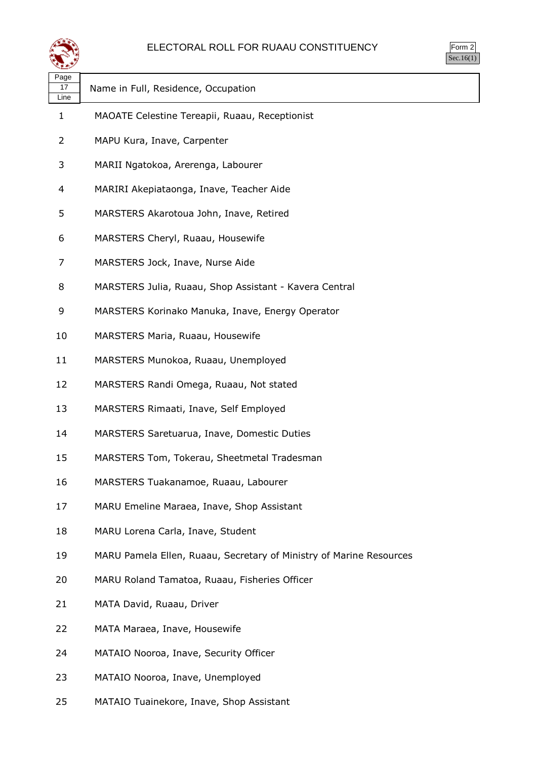# ELECTORAL ROLL FOR RUAAU CONSTITUENCY

Form 2
Sec.16(1)

| Page 17 Line | Name in Full, Residence, Occupation |
|---|---|
| 1 | MAOATE Celestine Tereapii, Ruaau, Receptionist |
| 2 | MAPU Kura, Inave, Carpenter |
| 3 | MARII Ngatokoa, Arerenga, Labourer |
| 4 | MARIRI Akepiataonga, Inave, Teacher Aide |
| 5 | MARSTERS Akarotoua John, Inave, Retired |
| 6 | MARSTERS Cheryl, Ruaau, Housewife |
| 7 | MARSTERS Jock, Inave, Nurse Aide |
| 8 | MARSTERS Julia, Ruaau, Shop Assistant - Kavera Central |
| 9 | MARSTERS Korinako Manuka, Inave, Energy Operator |
| 10 | MARSTERS Maria, Ruaau, Housewife |
| 11 | MARSTERS Munokoa, Ruaau, Unemployed |
| 12 | MARSTERS Randi Omega, Ruaau, Not stated |
| 13 | MARSTERS Rimaati, Inave, Self Employed |
| 14 | MARSTERS Saretuarua, Inave, Domestic Duties |
| 15 | MARSTERS Tom, Tokerau, Sheetmetal Tradesman |
| 16 | MARSTERS Tuakanamoe, Ruaau, Labourer |
| 17 | MARU Emeline Maraea, Inave, Shop Assistant |
| 18 | MARU Lorena Carla, Inave, Student |
| 19 | MARU Pamela Ellen, Ruaau, Secretary of Ministry of Marine Resources |
| 20 | MARU Roland Tamatoa, Ruaau, Fisheries Officer |
| 21 | MATA David, Ruaau, Driver |
| 22 | MATA Maraea, Inave, Housewife |
| 24 | MATAIO Nooroa, Inave, Security Officer |
| 23 | MATAIO Nooroa, Inave, Unemployed |
| 25 | MATAIO Tuainekore, Inave, Shop Assistant |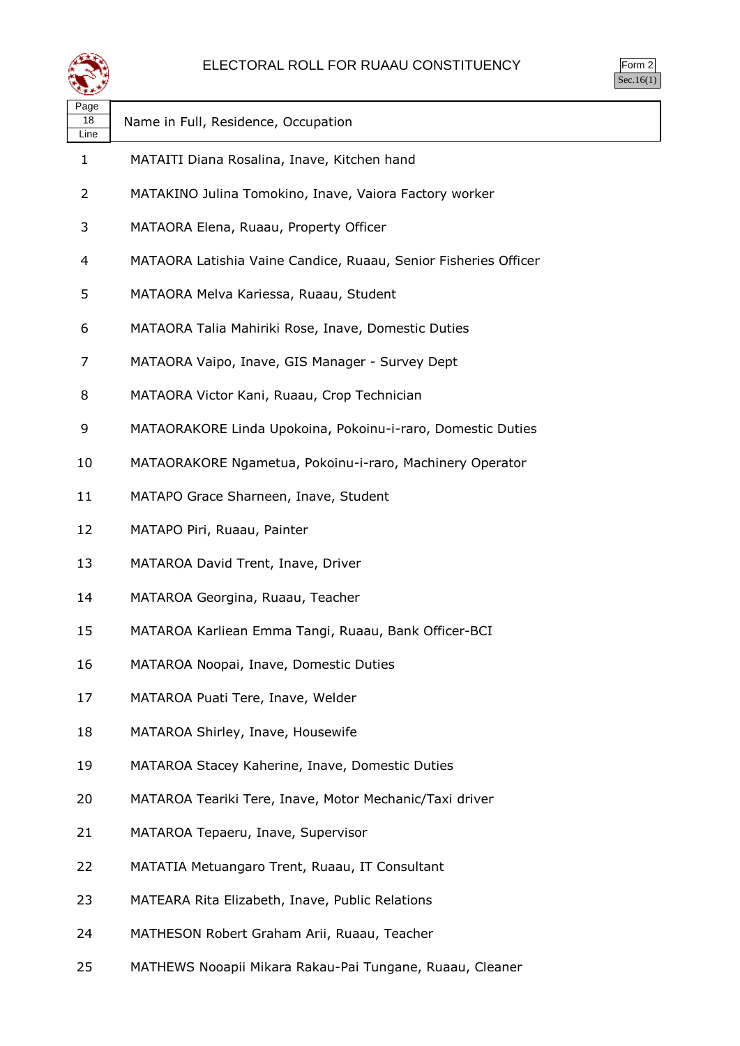# ELECTORAL ROLL FOR RUAAU CONSTITUENCY

Form 2
Sec.16(1)

| Page 18 Line | Name in Full, Residence, Occupation |
|---|---|
| 1 | MATAITI Diana Rosalina, Inave, Kitchen hand |
| 2 | MATAKINO Julina Tomokino, Inave, Vaiora Factory worker |
| 3 | MATAORA Elena, Ruaau, Property Officer |
| 4 | MATAORA Latishia Vaine Candice, Ruaau, Senior Fisheries Officer |
| 5 | MATAORA Melva Kariessa, Ruaau, Student |
| 6 | MATAORA Talia Mahiriki Rose, Inave, Domestic Duties |
| 7 | MATAORA Vaipo, Inave, GIS Manager - Survey Dept |
| 8 | MATAORA Victor Kani, Ruaau, Crop Technician |
| 9 | MATAORAKORE Linda Upokoina, Pokoinu-i-raro, Domestic Duties |
| 10 | MATAORAKORE Ngametua, Pokoinu-i-raro, Machinery Operator |
| 11 | MATAPO Grace Sharneen, Inave, Student |
| 12 | MATAPO Piri, Ruaau, Painter |
| 13 | MATAROA David Trent, Inave, Driver |
| 14 | MATAROA Georgina, Ruaau, Teacher |
| 15 | MATAROA Karliean Emma Tangi, Ruaau, Bank Officer-BCI |
| 16 | MATAROA Noopai, Inave, Domestic Duties |
| 17 | MATAROA Puati Tere, Inave, Welder |
| 18 | MATAROA Shirley, Inave, Housewife |
| 19 | MATAROA Stacey Kaherine, Inave, Domestic Duties |
| 20 | MATAROA Teariki Tere, Inave, Motor Mechanic/Taxi driver |
| 21 | MATAROA Tepaeru, Inave, Supervisor |
| 22 | MATATIA Metuangaro Trent, Ruaau, IT Consultant |
| 23 | MATEARA Rita Elizabeth, Inave, Public Relations |
| 24 | MATHESON Robert Graham Arii, Ruaau, Teacher |
| 25 | MATHEWS Nooapii Mikara Rakau-Pai Tungane, Ruaau, Cleaner |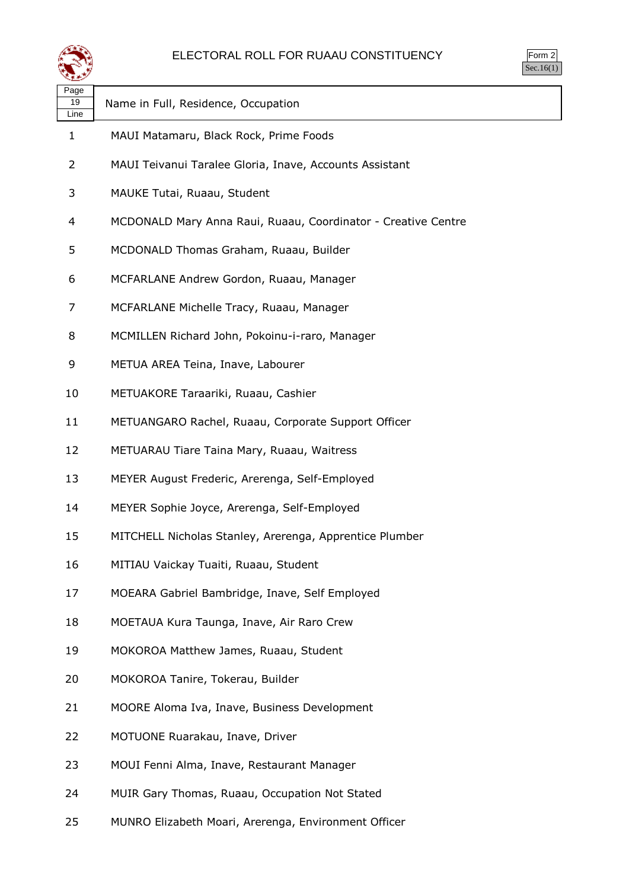# ELECTORAL ROLL FOR RUAAU CONSTITUENCY

Form 2
Sec.16(1)

| Page 19 Line | Name in Full, Residence, Occupation |
|---|---|
| 1 | MAUI Matamaru, Black Rock, Prime Foods |
| 2 | MAUI Teivanui Taralee Gloria, Inave, Accounts Assistant |
| 3 | MAUKE Tutai, Ruaau, Student |
| 4 | MCDONALD Mary Anna Raui, Ruaau, Coordinator - Creative Centre |
| 5 | MCDONALD Thomas Graham, Ruaau, Builder |
| 6 | MCFARLANE Andrew Gordon, Ruaau, Manager |
| 7 | MCFARLANE Michelle Tracy, Ruaau, Manager |
| 8 | MCMILLEN Richard John, Pokoinu-i-raro, Manager |
| 9 | METUA AREA Teina, Inave, Labourer |
| 10 | METUAKORE Taraariki, Ruaau, Cashier |
| 11 | METUANGARO Rachel, Ruaau, Corporate Support Officer |
| 12 | METUARAU Tiare Taina Mary, Ruaau, Waitress |
| 13 | MEYER August Frederic, Arerenga, Self-Employed |
| 14 | MEYER Sophie Joyce, Arerenga, Self-Employed |
| 15 | MITCHELL Nicholas Stanley, Arerenga, Apprentice Plumber |
| 16 | MITIAU Vaickay Tuaiti, Ruaau, Student |
| 17 | MOEARA Gabriel Bambridge, Inave, Self Employed |
| 18 | MOETAUA Kura Taunga, Inave, Air Raro Crew |
| 19 | MOKOROA Matthew James, Ruaau, Student |
| 20 | MOKOROA Tanire, Tokerau, Builder |
| 21 | MOORE Aloma Iva, Inave, Business Development |
| 22 | MOTUONE Ruarakau, Inave, Driver |
| 23 | MOUI Fenni Alma, Inave, Restaurant Manager |
| 24 | MUIR Gary Thomas, Ruaau, Occupation Not Stated |
| 25 | MUNRO Elizabeth Moari, Arerenga, Environment Officer |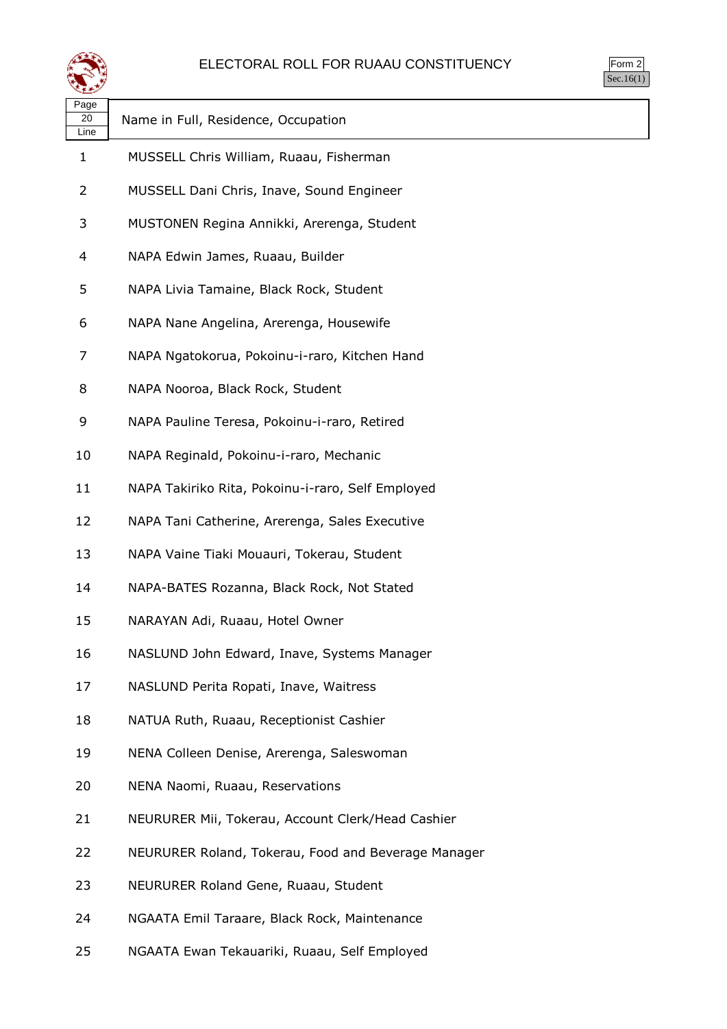# ELECTORAL ROLL FOR RUAAU CONSTITUENCY

Form 2
Sec.16(1)

| Page 20 Line | Name in Full, Residence, Occupation |
|---|---|
| 1 | MUSSELL Chris William, Ruaau, Fisherman |
| 2 | MUSSELL Dani Chris, Inave, Sound Engineer |
| 3 | MUSTONEN Regina Annikki, Arerenga, Student |
| 4 | NAPA Edwin James, Ruaau, Builder |
| 5 | NAPA Livia Tamaine, Black Rock, Student |
| 6 | NAPA Nane Angelina, Arerenga, Housewife |
| 7 | NAPA Ngatokorua, Pokoinu-i-raro, Kitchen Hand |
| 8 | NAPA Nooroa, Black Rock, Student |
| 9 | NAPA Pauline Teresa, Pokoinu-i-raro, Retired |
| 10 | NAPA Reginald, Pokoinu-i-raro, Mechanic |
| 11 | NAPA Takiriko Rita, Pokoinu-i-raro, Self Employed |
| 12 | NAPA Tani Catherine, Arerenga, Sales Executive |
| 13 | NAPA Vaine Tiaki Mouauri, Tokerau, Student |
| 14 | NAPA-BATES Rozanna, Black Rock, Not Stated |
| 15 | NARAYAN Adi, Ruaau, Hotel Owner |
| 16 | NASLUND John Edward, Inave, Systems Manager |
| 17 | NASLUND Perita Ropati, Inave, Waitress |
| 18 | NATUA Ruth, Ruaau, Receptionist Cashier |
| 19 | NENA Colleen Denise, Arerenga, Saleswoman |
| 20 | NENA Naomi, Ruaau, Reservations |
| 21 | NEURURER Mii, Tokerau, Account Clerk/Head Cashier |
| 22 | NEURURER Roland, Tokerau, Food and Beverage Manager |
| 23 | NEURURER Roland Gene, Ruaau, Student |
| 24 | NGAATA Emil Taraare, Black Rock, Maintenance |
| 25 | NGAATA Ewan Tekauariki, Ruaau, Self Employed |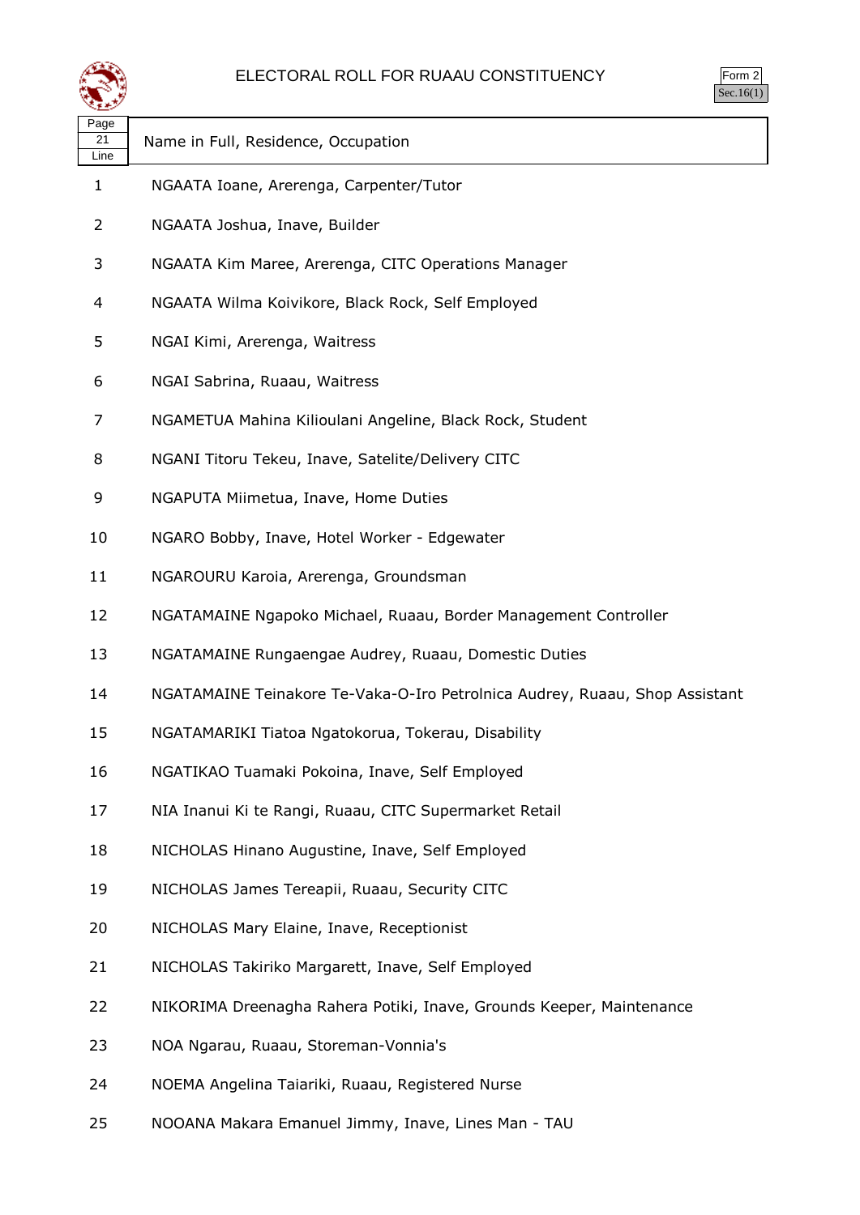# ELECTORAL ROLL FOR RUAAU CONSTITUENCY

Form 2
Sec.16(1)

| Page 21 Line | Name in Full, Residence, Occupation |
|---|---|
| 1 | NGAATA Ioane, Arerenga, Carpenter/Tutor |
| 2 | NGAATA Joshua, Inave, Builder |
| 3 | NGAATA Kim Maree, Arerenga, CITC Operations Manager |
| 4 | NGAATA Wilma Koivikore, Black Rock, Self Employed |
| 5 | NGAI Kimi, Arerenga, Waitress |
| 6 | NGAI Sabrina, Ruaau, Waitress |
| 7 | NGAMETUA Mahina Kilioulani Angeline, Black Rock, Student |
| 8 | NGANI Titoru Tekeu, Inave, Satelite/Delivery CITC |
| 9 | NGAPUTA Miimetua, Inave, Home Duties |
| 10 | NGARO Bobby, Inave, Hotel Worker - Edgewater |
| 11 | NGAROURU Karoia, Arerenga, Groundsman |
| 12 | NGATAMAINE Ngapoko Michael, Ruaau, Border Management Controller |
| 13 | NGATAMAINE Rungaengae Audrey, Ruaau, Domestic Duties |
| 14 | NGATAMAINE Teinakore Te-Vaka-O-Iro Petrolnica Audrey, Ruaau, Shop Assistant |
| 15 | NGATAMARIKI Tiatoa Ngatokorua, Tokerau, Disability |
| 16 | NGATIKAO Tuamaki Pokoina, Inave, Self Employed |
| 17 | NIA Inanui Ki te Rangi, Ruaau, CITC Supermarket Retail |
| 18 | NICHOLAS Hinano Augustine, Inave, Self Employed |
| 19 | NICHOLAS James Tereapii, Ruaau, Security CITC |
| 20 | NICHOLAS Mary Elaine, Inave, Receptionist |
| 21 | NICHOLAS Takiriko Margarett, Inave, Self Employed |
| 22 | NIKORIMA Dreenagha Rahera Potiki, Inave, Grounds Keeper, Maintenance |
| 23 | NOA Ngarau, Ruaau, Storeman-Vonnia's |
| 24 | NOEMA Angelina Taiariki, Ruaau, Registered Nurse |
| 25 | NOOANA Makara Emanuel Jimmy, Inave, Lines Man - TAU |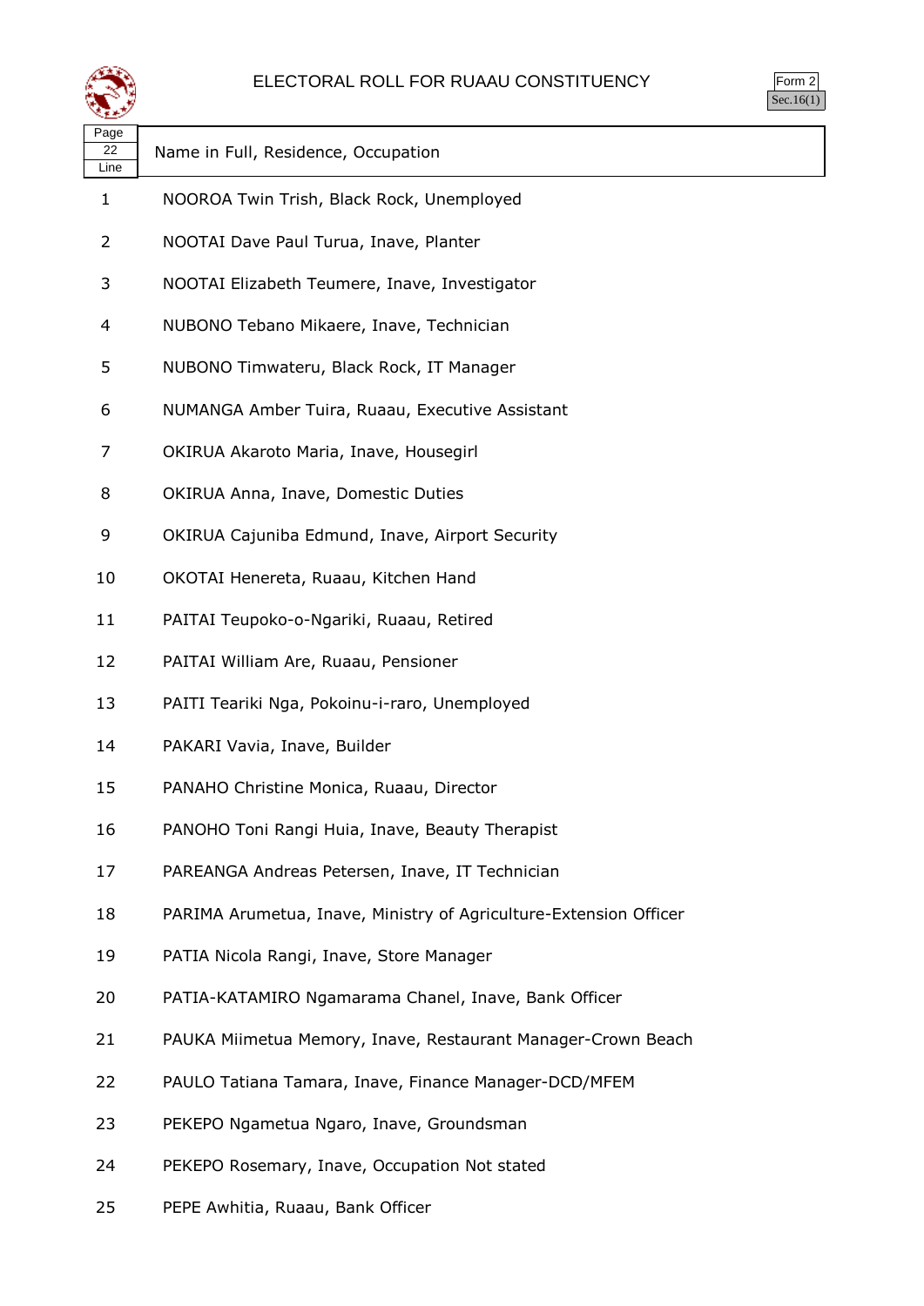# ELECTORAL ROLL FOR RUAAU CONSTITUENCY

Form 2
Sec.16(1)

| Page 22 Line | Name in Full, Residence, Occupation |
|---|---|
| 1 | NOOROA Twin Trish, Black Rock, Unemployed |
| 2 | NOOTAI Dave Paul Turua, Inave, Planter |
| 3 | NOOTAI Elizabeth Teumere, Inave, Investigator |
| 4 | NUBONO Tebano Mikaere, Inave, Technician |
| 5 | NUBONO Timwateru, Black Rock, IT Manager |
| 6 | NUMANGA Amber Tuira, Ruaau, Executive Assistant |
| 7 | OKIRUA Akaroto Maria, Inave, Housegirl |
| 8 | OKIRUA Anna, Inave, Domestic Duties |
| 9 | OKIRUA Cajuniba Edmund, Inave, Airport Security |
| 10 | OKOTAI Henereta, Ruaau, Kitchen Hand |
| 11 | PAITAI Teupoko-o-Ngariki, Ruaau, Retired |
| 12 | PAITAI William Are, Ruaau, Pensioner |
| 13 | PAITI Teariki Nga, Pokoinu-i-raro, Unemployed |
| 14 | PAKARI Vavia, Inave, Builder |
| 15 | PANAHO Christine Monica, Ruaau, Director |
| 16 | PANOHO Toni Rangi Huia, Inave, Beauty Therapist |
| 17 | PAREANGA Andreas Petersen, Inave, IT Technician |
| 18 | PARIMA Arumetua, Inave, Ministry of Agriculture-Extension Officer |
| 19 | PATIA Nicola Rangi, Inave, Store Manager |
| 20 | PATIA-KATAMIRO Ngamarama Chanel, Inave, Bank Officer |
| 21 | PAUKA Miimetua Memory, Inave, Restaurant Manager-Crown Beach |
| 22 | PAULO Tatiana Tamara, Inave, Finance Manager-DCD/MFEM |
| 23 | PEKEPO Ngametua Ngaro, Inave, Groundsman |
| 24 | PEKEPO Rosemary, Inave, Occupation Not stated |
| 25 | PEPE Awhitia, Ruaau, Bank Officer |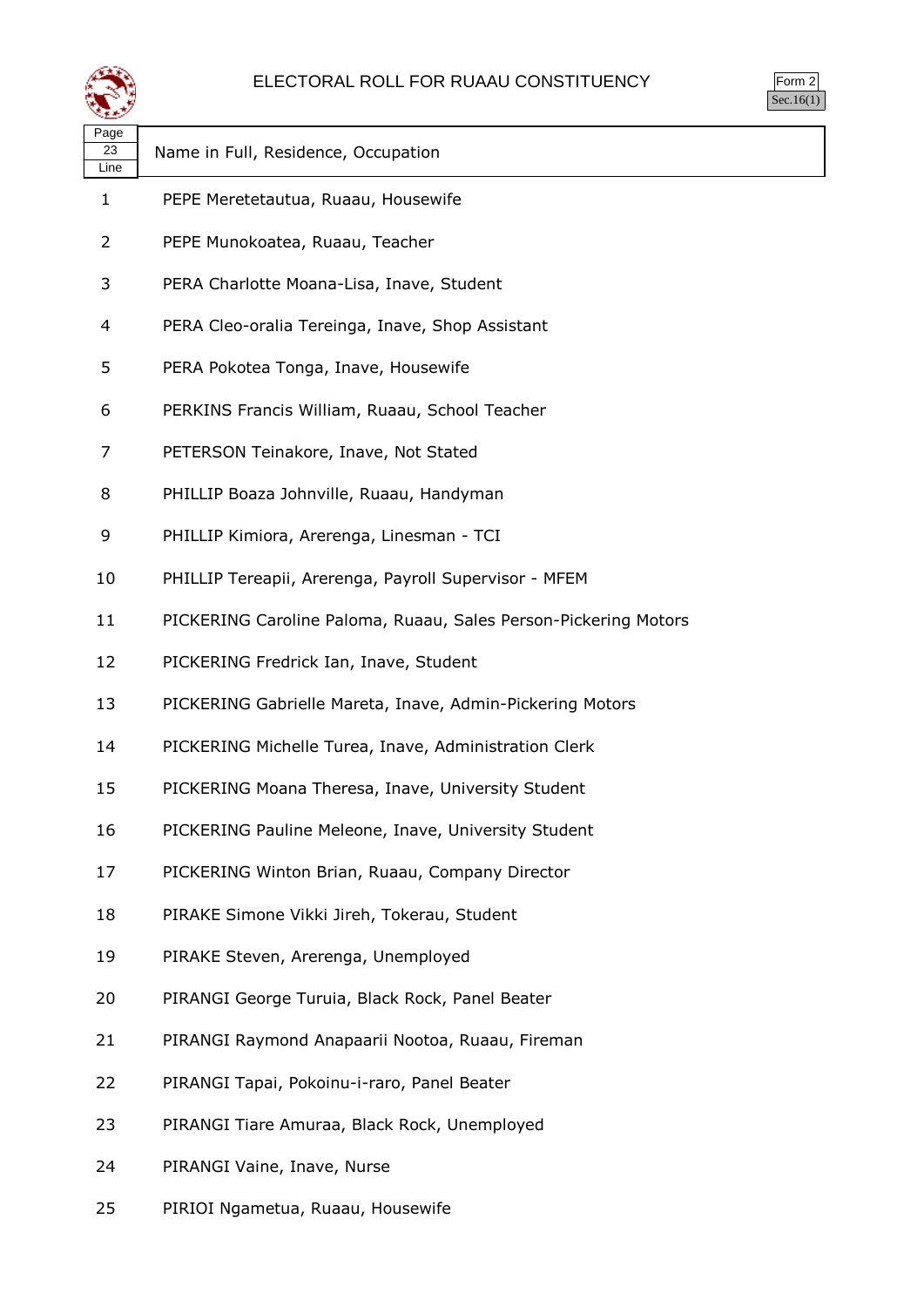# ELECTORAL ROLL FOR RUAAU CONSTITUENCY

Form 2
Sec.16(1)

| Page 23 Line | Name in Full, Residence, Occupation |
|---|---|
| 1 | PEPE Meretetautua, Ruaau, Housewife |
| 2 | PEPE Munokoatea, Ruaau, Teacher |
| 3 | PERA Charlotte Moana-Lisa, Inave, Student |
| 4 | PERA Cleo-oralia Tereinga, Inave, Shop Assistant |
| 5 | PERA Pokotea Tonga, Inave, Housewife |
| 6 | PERKINS Francis William, Ruaau, School Teacher |
| 7 | PETERSON Teinakore, Inave, Not Stated |
| 8 | PHILLIP Boaza Johnville, Ruaau, Handyman |
| 9 | PHILLIP Kimiora, Arerenga, Linesman - TCI |
| 10 | PHILLIP Tereapii, Arerenga, Payroll Supervisor - MFEM |
| 11 | PICKERING Caroline Paloma, Ruaau, Sales Person-Pickering Motors |
| 12 | PICKERING Fredrick Ian, Inave, Student |
| 13 | PICKERING Gabrielle Mareta, Inave, Admin-Pickering Motors |
| 14 | PICKERING Michelle Turea, Inave, Administration Clerk |
| 15 | PICKERING Moana Theresa, Inave, University Student |
| 16 | PICKERING Pauline Meleone, Inave, University Student |
| 17 | PICKERING Winton Brian, Ruaau, Company Director |
| 18 | PIRAKE Simone Vikki Jireh, Tokerau, Student |
| 19 | PIRAKE Steven, Arerenga, Unemployed |
| 20 | PIRANGI George Turuia, Black Rock, Panel Beater |
| 21 | PIRANGI Raymond Anapaarii Nootoa, Ruaau, Fireman |
| 22 | PIRANGI Tapai, Pokoinu-i-raro, Panel Beater |
| 23 | PIRANGI Tiare Amuraa, Black Rock, Unemployed |
| 24 | PIRANGI Vaine, Inave, Nurse |
| 25 | PIRIOI Ngametua, Ruaau, Housewife |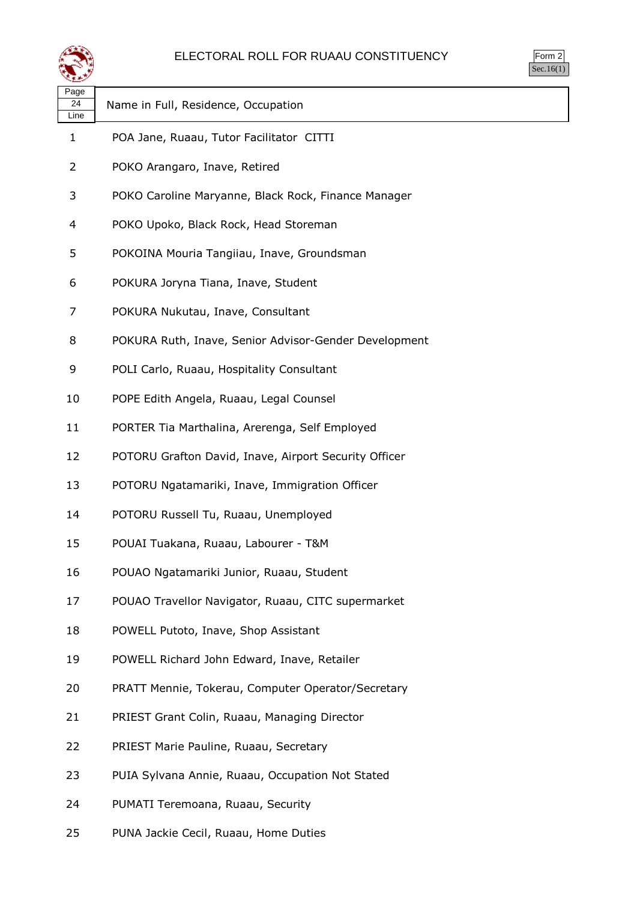# ELECTORAL ROLL FOR RUAAU CONSTITUENCY

Form 2
Sec.16(1)

| Page 24 Line | Name in Full, Residence, Occupation |
|---|---|
| 1 | POA Jane, Ruaau, Tutor Facilitator CITTI |
| 2 | POKO Arangaro, Inave, Retired |
| 3 | POKO Caroline Maryanne, Black Rock, Finance Manager |
| 4 | POKO Upoko, Black Rock, Head Storeman |
| 5 | POKOINA Mouria Tangiiau, Inave, Groundsman |
| 6 | POKURA Joryna Tiana, Inave, Student |
| 7 | POKURA Nukutau, Inave, Consultant |
| 8 | POKURA Ruth, Inave, Senior Advisor-Gender Development |
| 9 | POLI Carlo, Ruaau, Hospitality Consultant |
| 10 | POPE Edith Angela, Ruaau, Legal Counsel |
| 11 | PORTER Tia Marthalina, Arerenga, Self Employed |
| 12 | POTORU Grafton David, Inave, Airport Security Officer |
| 13 | POTORU Ngatamariki, Inave, Immigration Officer |
| 14 | POTORU Russell Tu, Ruaau, Unemployed |
| 15 | POUAI Tuakana, Ruaau, Labourer - T&M |
| 16 | POUAO Ngatamariki Junior, Ruaau, Student |
| 17 | POUAO Travellor Navigator, Ruaau, CITC supermarket |
| 18 | POWELL Putoto, Inave, Shop Assistant |
| 19 | POWELL Richard John Edward, Inave, Retailer |
| 20 | PRATT Mennie, Tokerau, Computer Operator/Secretary |
| 21 | PRIEST Grant Colin, Ruaau, Managing Director |
| 22 | PRIEST Marie Pauline, Ruaau, Secretary |
| 23 | PUIA Sylvana Annie, Ruaau, Occupation Not Stated |
| 24 | PUMATI Teremoana, Ruaau, Security |
| 25 | PUNA Jackie Cecil, Ruaau, Home Duties |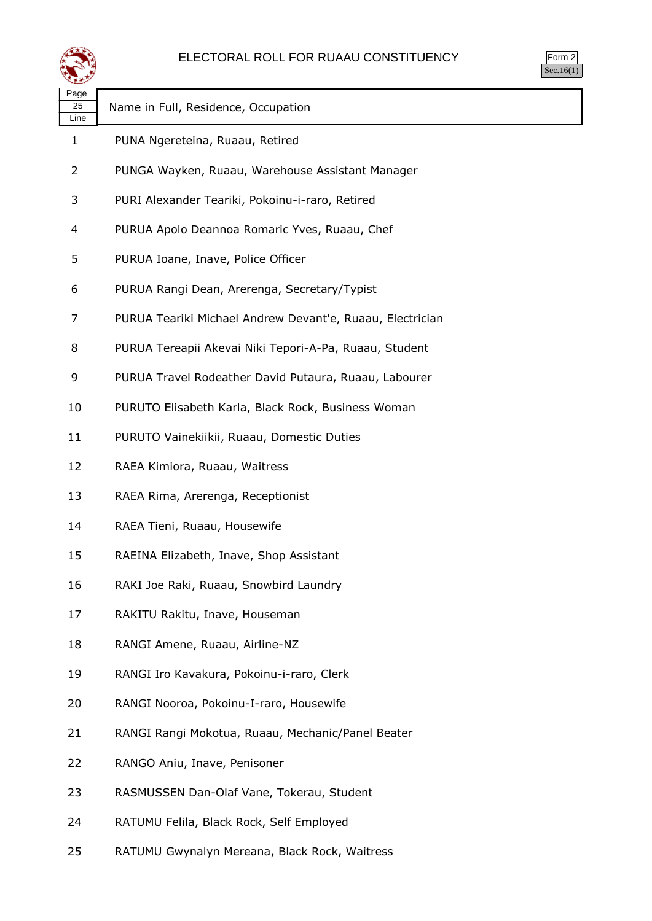# ELECTORAL ROLL FOR RUAAU CONSTITUENCY

Form 2
Sec.16(1)

| Page 25 Line | Name in Full, Residence, Occupation |
|---|---|
| 1 | PUNA Ngereteina, Ruaau, Retired |
| 2 | PUNGA Wayken, Ruaau, Warehouse Assistant Manager |
| 3 | PURI Alexander Teariki, Pokoinu-i-raro, Retired |
| 4 | PURUA Apolo Deannoa Romaric Yves, Ruaau, Chef |
| 5 | PURUA Ioane, Inave, Police Officer |
| 6 | PURUA Rangi Dean, Arerenga, Secretary/Typist |
| 7 | PURUA Teariki Michael Andrew Devant'e, Ruaau, Electrician |
| 8 | PURUA Tereapii Akevai Niki Tepori-A-Pa, Ruaau, Student |
| 9 | PURUA Travel Rodeather David Putaura, Ruaau, Labourer |
| 10 | PURUTO Elisabeth Karla, Black Rock, Business Woman |
| 11 | PURUTO Vainekiikii, Ruaau, Domestic Duties |
| 12 | RAEA Kimiora, Ruaau, Waitress |
| 13 | RAEA Rima, Arerenga, Receptionist |
| 14 | RAEA Tieni, Ruaau, Housewife |
| 15 | RAEINA Elizabeth, Inave, Shop Assistant |
| 16 | RAKI Joe Raki, Ruaau, Snowbird Laundry |
| 17 | RAKITU Rakitu, Inave, Houseman |
| 18 | RANGI Amene, Ruaau, Airline-NZ |
| 19 | RANGI Iro Kavakura, Pokoinu-i-raro, Clerk |
| 20 | RANGI Nooroa, Pokoinu-I-raro, Housewife |
| 21 | RANGI Rangi Mokotua, Ruaau, Mechanic/Panel Beater |
| 22 | RANGO Aniu, Inave, Penisoner |
| 23 | RASMUSSEN Dan-Olaf Vane, Tokerau, Student |
| 24 | RATUMU Felila, Black Rock, Self Employed |
| 25 | RATUMU Gwynalyn Mereana, Black Rock, Waitress |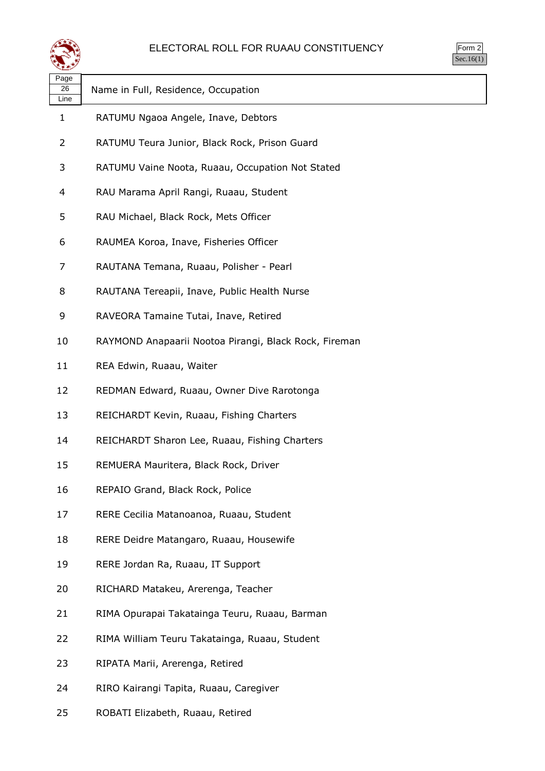# ELECTORAL ROLL FOR RUAAU CONSTITUENCY

Form 2
Sec.16(1)

| Page 26 Line | Name in Full, Residence, Occupation |
|---|---|
| 1 | RATUMU Ngaoa Angele, Inave, Debtors |
| 2 | RATUMU Teura Junior, Black Rock, Prison Guard |
| 3 | RATUMU Vaine Noota, Ruaau, Occupation Not Stated |
| 4 | RAU Marama April Rangi, Ruaau, Student |
| 5 | RAU Michael, Black Rock, Mets Officer |
| 6 | RAUMEA Koroa, Inave, Fisheries Officer |
| 7 | RAUTANA Temana, Ruaau, Polisher - Pearl |
| 8 | RAUTANA Tereapii, Inave, Public Health Nurse |
| 9 | RAVEORA Tamaine Tutai, Inave, Retired |
| 10 | RAYMOND Anapaarii Nootoa Pirangi, Black Rock, Fireman |
| 11 | REA Edwin, Ruaau, Waiter |
| 12 | REDMAN Edward, Ruaau, Owner Dive Rarotonga |
| 13 | REICHARDT Kevin, Ruaau, Fishing Charters |
| 14 | REICHARDT Sharon Lee, Ruaau, Fishing Charters |
| 15 | REMUERA Mauritera, Black Rock, Driver |
| 16 | REPAIO Grand, Black Rock, Police |
| 17 | RERE Cecilia Matanoanoa, Ruaau, Student |
| 18 | RERE Deidre Matangaro, Ruaau, Housewife |
| 19 | RERE Jordan Ra, Ruaau, IT Support |
| 20 | RICHARD Matakeu, Arerenga, Teacher |
| 21 | RIMA Opurapai Takatainga Teuru, Ruaau, Barman |
| 22 | RIMA William Teuru Takatainga, Ruaau, Student |
| 23 | RIPATA Marii, Arerenga, Retired |
| 24 | RIRO Kairangi Tapita, Ruaau, Caregiver |
| 25 | ROBATI Elizabeth, Ruaau, Retired |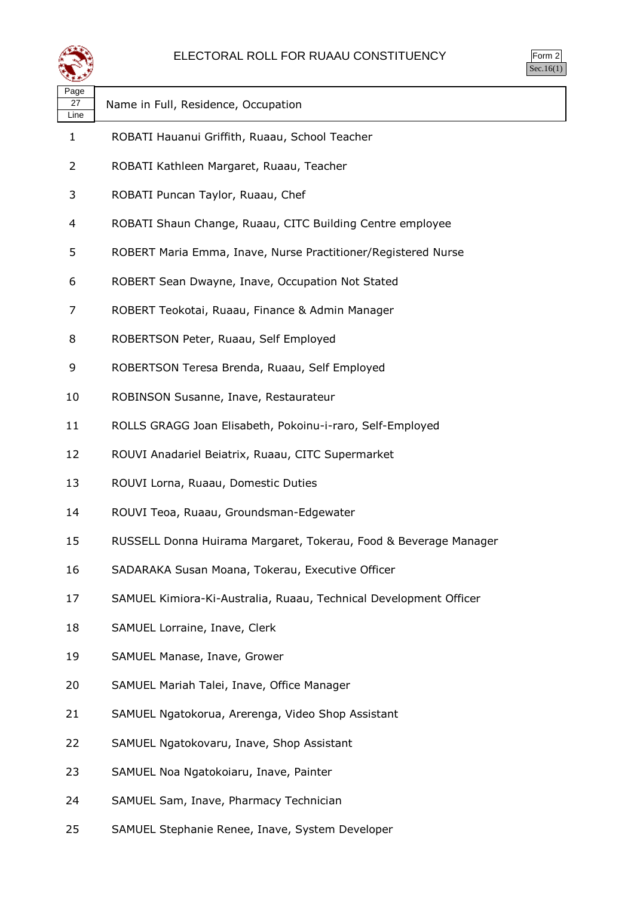# ELECTORAL ROLL FOR RUAAU CONSTITUENCY

Form 2
Sec.16(1)

| Page 27 Line | Name in Full, Residence, Occupation |
|---|---|
| 1 | ROBATI Hauanui Griffith, Ruaau, School Teacher |
| 2 | ROBATI Kathleen Margaret, Ruaau, Teacher |
| 3 | ROBATI Puncan Taylor, Ruaau, Chef |
| 4 | ROBATI Shaun Change, Ruaau, CITC Building Centre employee |
| 5 | ROBERT Maria Emma, Inave, Nurse Practitioner/Registered Nurse |
| 6 | ROBERT Sean Dwayne, Inave, Occupation Not Stated |
| 7 | ROBERT Teokotai, Ruaau, Finance & Admin Manager |
| 8 | ROBERTSON Peter, Ruaau, Self Employed |
| 9 | ROBERTSON Teresa Brenda, Ruaau, Self Employed |
| 10 | ROBINSON Susanne, Inave, Restaurateur |
| 11 | ROLLS GRAGG Joan Elisabeth, Pokoinu-i-raro, Self-Employed |
| 12 | ROUVI Anadariel Beiatrix, Ruaau, CITC Supermarket |
| 13 | ROUVI Lorna, Ruaau, Domestic Duties |
| 14 | ROUVI Teoa, Ruaau, Groundsman-Edgewater |
| 15 | RUSSELL Donna Huirama Margaret, Tokerau, Food & Beverage Manager |
| 16 | SADARAKA Susan Moana, Tokerau, Executive Officer |
| 17 | SAMUEL Kimiora-Ki-Australia, Ruaau, Technical Development Officer |
| 18 | SAMUEL Lorraine, Inave, Clerk |
| 19 | SAMUEL Manase, Inave, Grower |
| 20 | SAMUEL Mariah Talei, Inave, Office Manager |
| 21 | SAMUEL Ngatokorua, Arerenga, Video Shop Assistant |
| 22 | SAMUEL Ngatokovaru, Inave, Shop Assistant |
| 23 | SAMUEL Noa Ngatokoiaru, Inave, Painter |
| 24 | SAMUEL Sam, Inave, Pharmacy Technician |
| 25 | SAMUEL Stephanie Renee, Inave, System Developer |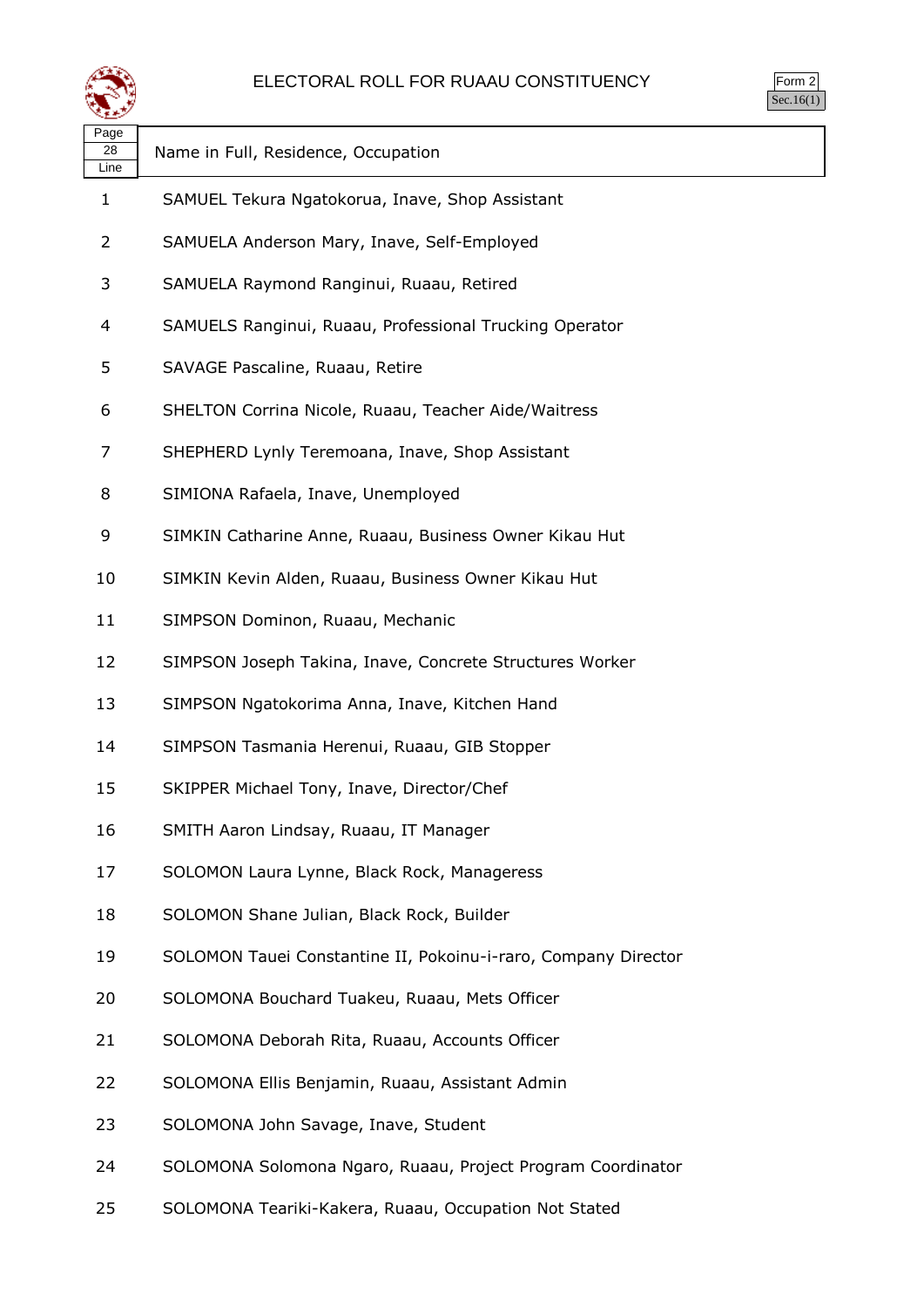# ELECTORAL ROLL FOR RUAAU CONSTITUENCY

Form 2
Sec.16(1)

| Page 28 Line | Name in Full, Residence, Occupation |
|---|---|
| 1 | SAMUEL Tekura Ngatokorua, Inave, Shop Assistant |
| 2 | SAMUELA Anderson Mary, Inave, Self-Employed |
| 3 | SAMUELA Raymond Ranginui, Ruaau, Retired |
| 4 | SAMUELS Ranginui, Ruaau, Professional Trucking Operator |
| 5 | SAVAGE Pascaline, Ruaau, Retire |
| 6 | SHELTON Corrina Nicole, Ruaau, Teacher Aide/Waitress |
| 7 | SHEPHERD Lynly Teremoana, Inave, Shop Assistant |
| 8 | SIMIONA Rafaela, Inave, Unemployed |
| 9 | SIMKIN Catharine Anne, Ruaau, Business Owner Kikau Hut |
| 10 | SIMKIN Kevin Alden, Ruaau, Business Owner Kikau Hut |
| 11 | SIMPSON Dominon, Ruaau, Mechanic |
| 12 | SIMPSON Joseph Takina, Inave, Concrete Structures Worker |
| 13 | SIMPSON Ngatokorima Anna, Inave, Kitchen Hand |
| 14 | SIMPSON Tasmania Herenui, Ruaau, GIB Stopper |
| 15 | SKIPPER Michael Tony, Inave, Director/Chef |
| 16 | SMITH Aaron Lindsay, Ruaau, IT Manager |
| 17 | SOLOMON Laura Lynne, Black Rock, Manageress |
| 18 | SOLOMON Shane Julian, Black Rock, Builder |
| 19 | SOLOMON Tauei Constantine II, Pokoinu-i-raro, Company Director |
| 20 | SOLOMONA Bouchard Tuakeu, Ruaau, Mets Officer |
| 21 | SOLOMONA Deborah Rita, Ruaau, Accounts Officer |
| 22 | SOLOMONA Ellis Benjamin, Ruaau, Assistant Admin |
| 23 | SOLOMONA John Savage, Inave, Student |
| 24 | SOLOMONA Solomona Ngaro, Ruaau, Project Program Coordinator |
| 25 | SOLOMONA Teariki-Kakera, Ruaau, Occupation Not Stated |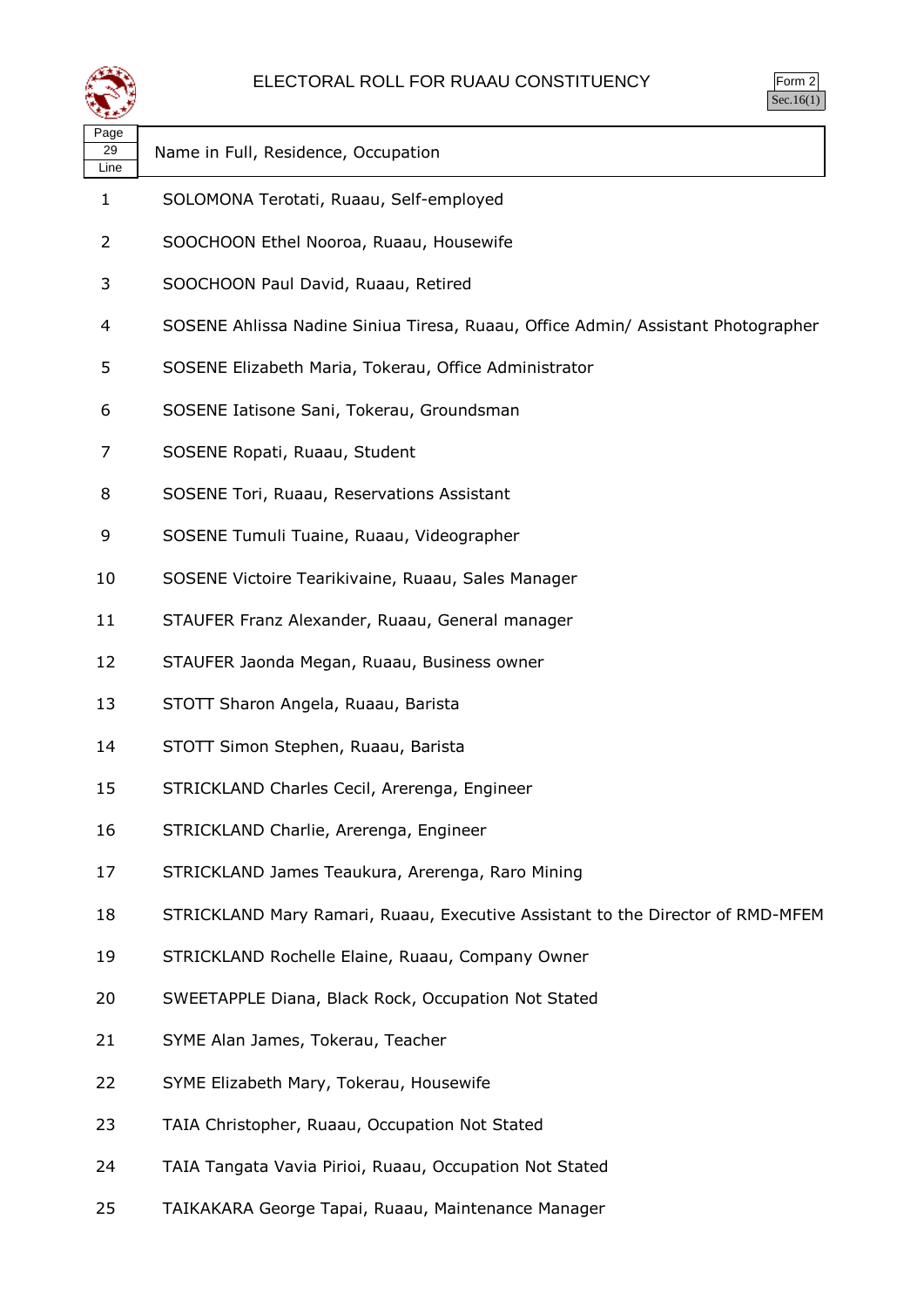# ELECTORAL ROLL FOR RUAAU CONSTITUENCY

Form 2
Sec.16(1)

| Page 29 Line | Name in Full, Residence, Occupation |
|---|---|
| 1 | SOLOMONA Terotati, Ruaau, Self-employed |
| 2 | SOOCHOON Ethel Nooroa, Ruaau, Housewife |
| 3 | SOOCHOON Paul David, Ruaau, Retired |
| 4 | SOSENE Ahlissa Nadine Siniua Tiresa, Ruaau, Office Admin/ Assistant Photographer |
| 5 | SOSENE Elizabeth Maria, Tokerau, Office Administrator |
| 6 | SOSENE Iatisone Sani, Tokerau, Groundsman |
| 7 | SOSENE Ropati, Ruaau, Student |
| 8 | SOSENE Tori, Ruaau, Reservations Assistant |
| 9 | SOSENE Tumuli Tuaine, Ruaau, Videographer |
| 10 | SOSENE Victoire Tearikivaine, Ruaau, Sales Manager |
| 11 | STAUFER Franz Alexander, Ruaau, General manager |
| 12 | STAUFER Jaonda Megan, Ruaau, Business owner |
| 13 | STOTT Sharon Angela, Ruaau, Barista |
| 14 | STOTT Simon Stephen, Ruaau, Barista |
| 15 | STRICKLAND Charles Cecil, Arerenga, Engineer |
| 16 | STRICKLAND Charlie, Arerenga, Engineer |
| 17 | STRICKLAND James Teaukura, Arerenga, Raro Mining |
| 18 | STRICKLAND Mary Ramari, Ruaau, Executive Assistant to the Director of RMD-MFEM |
| 19 | STRICKLAND Rochelle Elaine, Ruaau, Company Owner |
| 20 | SWEETAPPLE Diana, Black Rock, Occupation Not Stated |
| 21 | SYME Alan James, Tokerau, Teacher |
| 22 | SYME Elizabeth Mary, Tokerau, Housewife |
| 23 | TAIA Christopher, Ruaau, Occupation Not Stated |
| 24 | TAIA Tangata Vavia Pirioi, Ruaau, Occupation Not Stated |
| 25 | TAIKAKARA George Tapai, Ruaau, Maintenance Manager |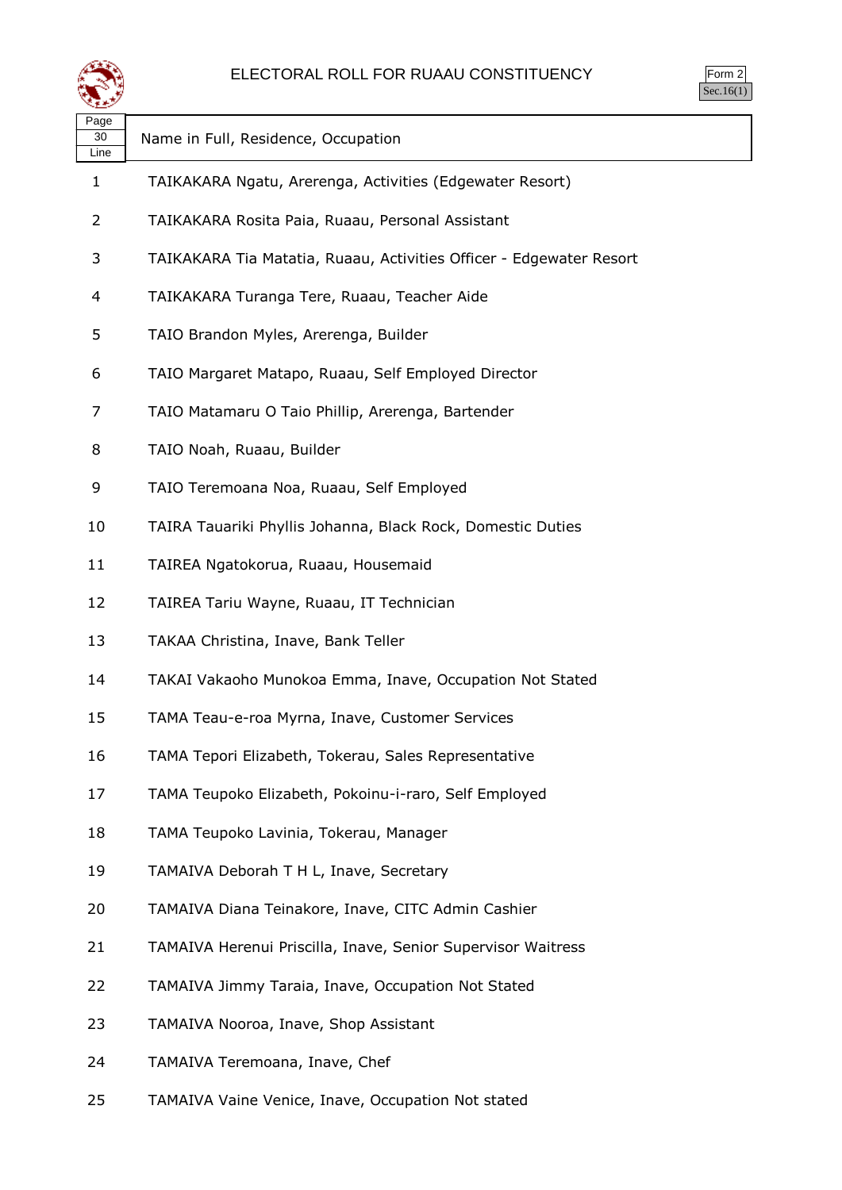# ELECTORAL ROLL FOR RUAAU CONSTITUENCY

Form 2
Sec.16(1)

| Page 30 Line | Name in Full, Residence, Occupation |
|---|---|
| 1 | TAIKAKARA Ngatu, Arerenga, Activities (Edgewater Resort) |
| 2 | TAIKAKARA Rosita Paia, Ruaau, Personal Assistant |
| 3 | TAIKAKARA Tia Matatia, Ruaau, Activities Officer - Edgewater Resort |
| 4 | TAIKAKARA Turanga Tere, Ruaau, Teacher Aide |
| 5 | TAIO Brandon Myles, Arerenga, Builder |
| 6 | TAIO Margaret Matapo, Ruaau, Self Employed Director |
| 7 | TAIO Matamaru O Taio Phillip, Arerenga, Bartender |
| 8 | TAIO Noah, Ruaau, Builder |
| 9 | TAIO Teremoana Noa, Ruaau, Self Employed |
| 10 | TAIRA Tauariki Phyllis Johanna, Black Rock, Domestic Duties |
| 11 | TAIREA Ngatokorua, Ruaau, Housemaid |
| 12 | TAIREA Tariu Wayne, Ruaau, IT Technician |
| 13 | TAKAA Christina, Inave, Bank Teller |
| 14 | TAKAI Vakaoho Munokoa Emma, Inave, Occupation Not Stated |
| 15 | TAMA Teau-e-roa Myrna, Inave, Customer Services |
| 16 | TAMA Tepori Elizabeth, Tokerau, Sales Representative |
| 17 | TAMA Teupoko Elizabeth, Pokoinu-i-raro, Self Employed |
| 18 | TAMA Teupoko Lavinia, Tokerau, Manager |
| 19 | TAMAIVA Deborah T H L, Inave, Secretary |
| 20 | TAMAIVA Diana Teinakore, Inave, CITC Admin Cashier |
| 21 | TAMAIVA Herenui Priscilla, Inave, Senior Supervisor Waitress |
| 22 | TAMAIVA Jimmy Taraia, Inave, Occupation Not Stated |
| 23 | TAMAIVA Nooroa, Inave, Shop Assistant |
| 24 | TAMAIVA Teremoana, Inave, Chef |
| 25 | TAMAIVA Vaine Venice, Inave, Occupation Not stated |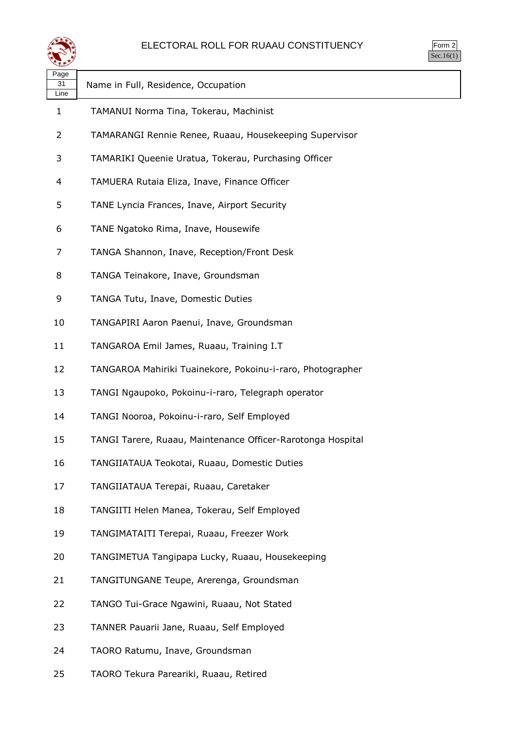# ELECTORAL ROLL FOR RUAAU CONSTITUENCY

Form 2
Sec.16(1)

| Page 31 Line | Name in Full, Residence, Occupation |
|---|---|
| 1 | TAMANUI Norma Tina, Tokerau, Machinist |
| 2 | TAMARANGI Rennie Renee, Ruaau, Housekeeping Supervisor |
| 3 | TAMARIKI Queenie Uratua, Tokerau, Purchasing Officer |
| 4 | TAMUERA Rutaia Eliza, Inave, Finance Officer |
| 5 | TANE Lyncia Frances, Inave, Airport Security |
| 6 | TANE Ngatoko Rima, Inave, Housewife |
| 7 | TANGA Shannon, Inave, Reception/Front Desk |
| 8 | TANGA Teinakore, Inave, Groundsman |
| 9 | TANGA Tutu, Inave, Domestic Duties |
| 10 | TANGAPIRI Aaron Paenui, Inave, Groundsman |
| 11 | TANGAROA Emil James, Ruaau, Training I.T |
| 12 | TANGAROA Mahiriki Tuainekore, Pokoinu-i-raro, Photographer |
| 13 | TANGI Ngaupoko, Pokoinu-i-raro, Telegraph operator |
| 14 | TANGI Nooroa, Pokoinu-i-raro, Self Employed |
| 15 | TANGI Tarere, Ruaau, Maintenance Officer-Rarotonga Hospital |
| 16 | TANGIIATAUA Teokotai, Ruaau, Domestic Duties |
| 17 | TANGIIATAUA Terepai, Ruaau, Caretaker |
| 18 | TANGIITI Helen Manea, Tokerau, Self Employed |
| 19 | TANGIMATAITI Terepai, Ruaau, Freezer Work |
| 20 | TANGIMETUA Tangipapa Lucky, Ruaau, Housekeeping |
| 21 | TANGITUNGANE Teupe, Arerenga, Groundsman |
| 22 | TANGO Tui-Grace Ngawini, Ruaau, Not Stated |
| 23 | TANNER Pauarii Jane, Ruaau, Self Employed |
| 24 | TAORO Ratumu, Inave, Groundsman |
| 25 | TAORO Tekura Pareariki, Ruaau, Retired |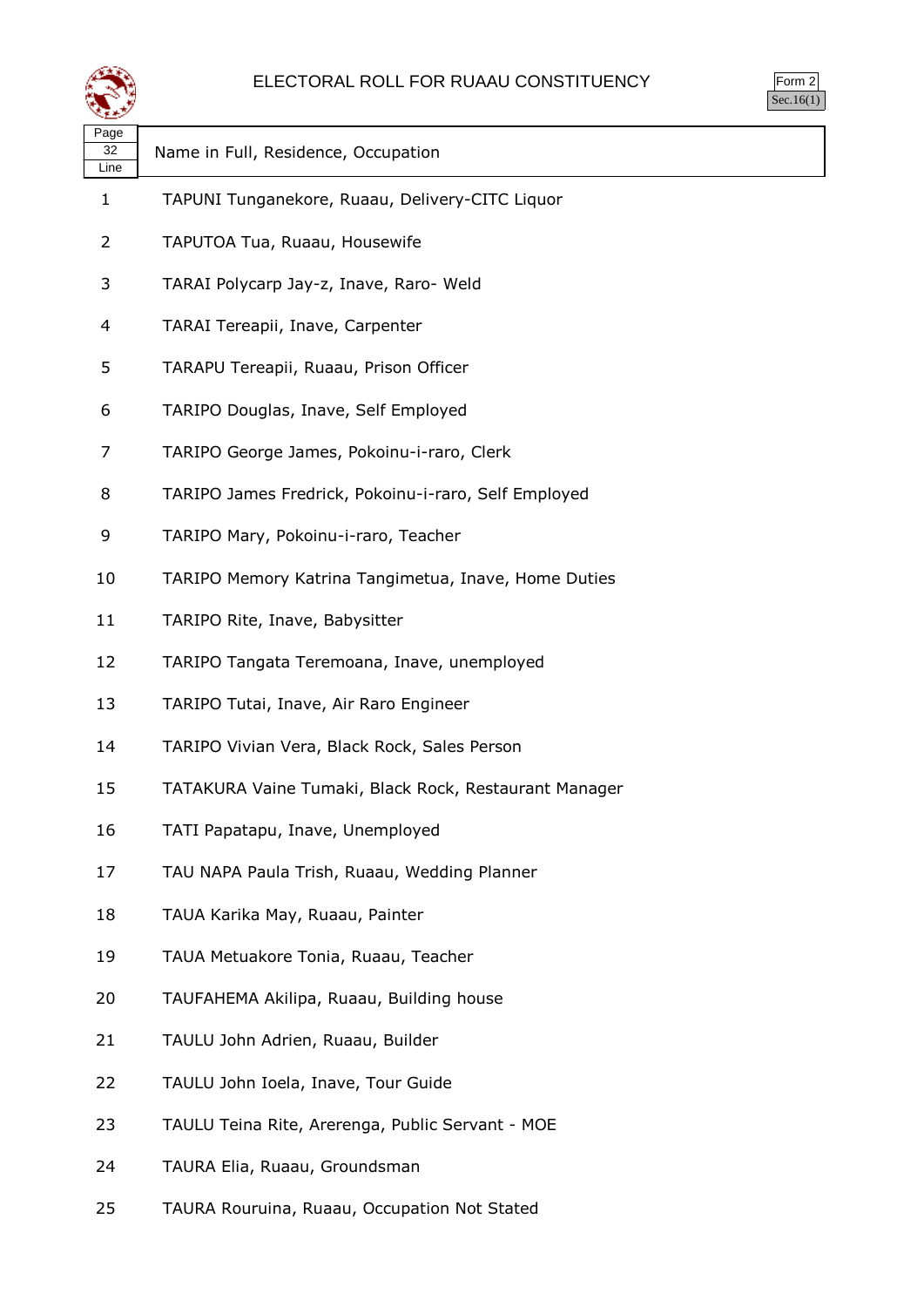# ELECTORAL ROLL FOR RUAAU CONSTITUENCY

Form 2
Sec.16(1)

| Page 32 Line | Name in Full, Residence, Occupation |
|---|---|
| 1 | TAPUNI Tunganekore, Ruaau, Delivery-CITC Liquor |
| 2 | TAPUTOA Tua, Ruaau, Housewife |
| 3 | TARAI Polycarp Jay-z, Inave, Raro- Weld |
| 4 | TARAI Tereapii, Inave, Carpenter |
| 5 | TARAPU Tereapii, Ruaau, Prison Officer |
| 6 | TARIPO Douglas, Inave, Self Employed |
| 7 | TARIPO George James, Pokoinu-i-raro, Clerk |
| 8 | TARIPO James Fredrick, Pokoinu-i-raro, Self Employed |
| 9 | TARIPO Mary, Pokoinu-i-raro, Teacher |
| 10 | TARIPO Memory Katrina Tangimetua, Inave, Home Duties |
| 11 | TARIPO Rite, Inave, Babysitter |
| 12 | TARIPO Tangata Teremoana, Inave, unemployed |
| 13 | TARIPO Tutai, Inave, Air Raro Engineer |
| 14 | TARIPO Vivian Vera, Black Rock, Sales Person |
| 15 | TATAKURA Vaine Tumaki, Black Rock, Restaurant Manager |
| 16 | TATI Papatapu, Inave, Unemployed |
| 17 | TAU NAPA Paula Trish, Ruaau, Wedding Planner |
| 18 | TAUA Karika May, Ruaau, Painter |
| 19 | TAUA Metuakore Tonia, Ruaau, Teacher |
| 20 | TAUFAHEMA Akilipa, Ruaau, Building house |
| 21 | TAULU John Adrien, Ruaau, Builder |
| 22 | TAULU John Ioela, Inave, Tour Guide |
| 23 | TAULU Teina Rite, Arerenga, Public Servant - MOE |
| 24 | TAURA Elia, Ruaau, Groundsman |
| 25 | TAURA Rouruina, Ruaau, Occupation Not Stated |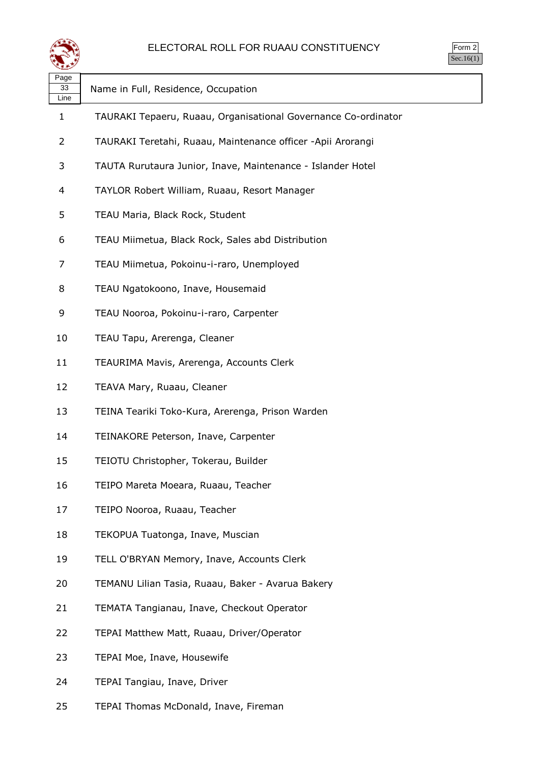# ELECTORAL ROLL FOR RUAAU CONSTITUENCY

Form 2
Sec.16(1)

| Page 33 Line | Name in Full, Residence, Occupation |
|---|---|
| 1 | TAURAKI Tepaeru, Ruaau, Organisational Governance Co-ordinator |
| 2 | TAURAKI Teretahi, Ruaau, Maintenance officer -Apii Arorangi |
| 3 | TAUTA Rurutaura Junior, Inave, Maintenance - Islander Hotel |
| 4 | TAYLOR Robert William, Ruaau, Resort Manager |
| 5 | TEAU Maria, Black Rock, Student |
| 6 | TEAU Miimetua, Black Rock, Sales abd Distribution |
| 7 | TEAU Miimetua, Pokoinu-i-raro, Unemployed |
| 8 | TEAU Ngatokoono, Inave, Housemaid |
| 9 | TEAU Nooroa, Pokoinu-i-raro, Carpenter |
| 10 | TEAU Tapu, Arerenga, Cleaner |
| 11 | TEAURIMA Mavis, Arerenga, Accounts Clerk |
| 12 | TEAVA Mary, Ruaau, Cleaner |
| 13 | TEINA Teariki Toko-Kura, Arerenga, Prison Warden |
| 14 | TEINAKORE Peterson, Inave, Carpenter |
| 15 | TEIOTU Christopher, Tokerau, Builder |
| 16 | TEIPO Mareta Moeara, Ruaau, Teacher |
| 17 | TEIPO Nooroa, Ruaau, Teacher |
| 18 | TEKOPUA Tuatonga, Inave, Muscian |
| 19 | TELL O'BRYAN Memory, Inave, Accounts Clerk |
| 20 | TEMANU Lilian Tasia, Ruaau, Baker - Avarua Bakery |
| 21 | TEMATA Tangianau, Inave, Checkout Operator |
| 22 | TEPAI Matthew Matt, Ruaau, Driver/Operator |
| 23 | TEPAI Moe, Inave, Housewife |
| 24 | TEPAI Tangiau, Inave, Driver |
| 25 | TEPAI Thomas McDonald, Inave, Fireman |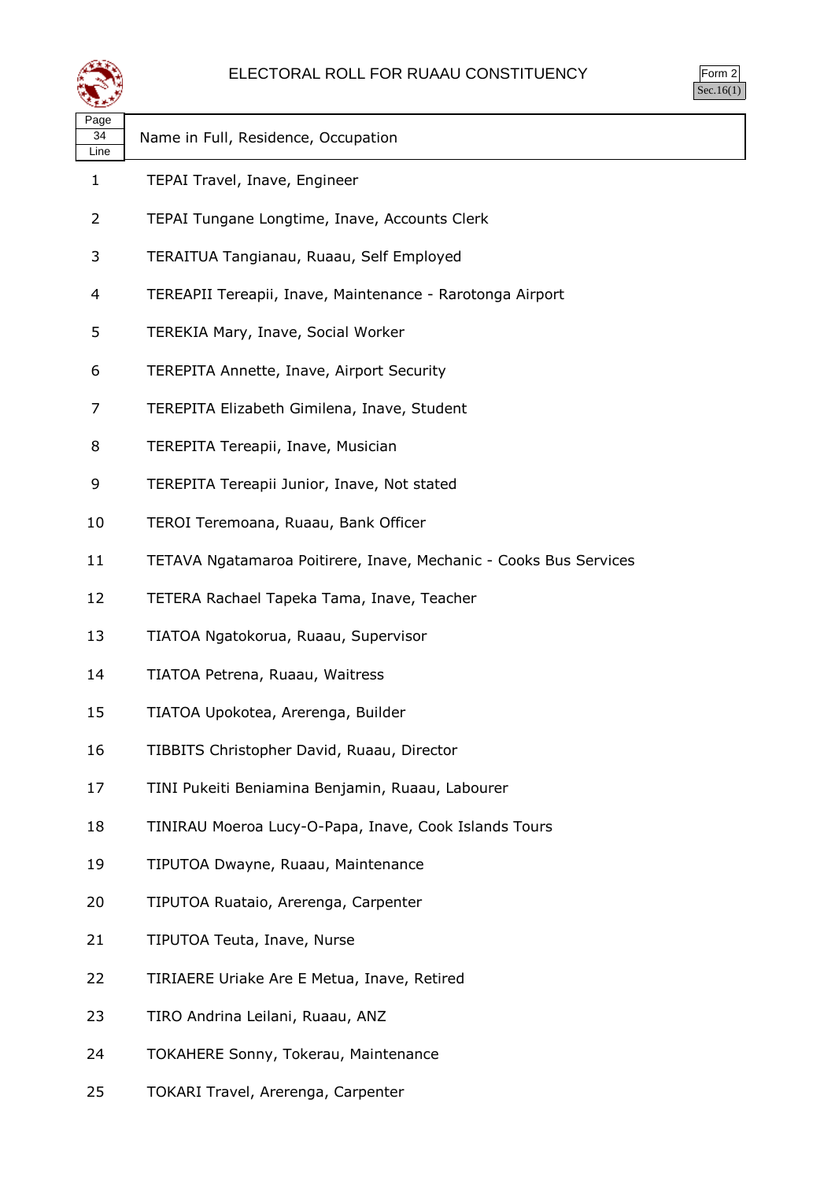# ELECTORAL ROLL FOR RUAAU CONSTITUENCY

Form 2
Sec.16(1)

| Page 34 Line | Name in Full, Residence, Occupation |
|---|---|
| 1 | TEPAI Travel, Inave, Engineer |
| 2 | TEPAI Tungane Longtime, Inave, Accounts Clerk |
| 3 | TERAITUA Tangianau, Ruaau, Self Employed |
| 4 | TEREAPII Tereapii, Inave, Maintenance - Rarotonga Airport |
| 5 | TEREKIA Mary, Inave, Social Worker |
| 6 | TEREPITA Annette, Inave, Airport Security |
| 7 | TEREPITA Elizabeth Gimilena, Inave, Student |
| 8 | TEREPITA Tereapii, Inave, Musician |
| 9 | TEREPITA Tereapii Junior, Inave, Not stated |
| 10 | TEROI Teremoana, Ruaau, Bank Officer |
| 11 | TETAVA Ngatamaroa Poitirere, Inave, Mechanic - Cooks Bus Services |
| 12 | TETERA Rachael Tapeka Tama, Inave, Teacher |
| 13 | TIATOA Ngatokorua, Ruaau, Supervisor |
| 14 | TIATOA Petrena, Ruaau, Waitress |
| 15 | TIATOA Upokotea, Arerenga, Builder |
| 16 | TIBBITS Christopher David, Ruaau, Director |
| 17 | TINI Pukeiti Beniamina Benjamin, Ruaau, Labourer |
| 18 | TINIRAU Moeroa Lucy-O-Papa, Inave, Cook Islands Tours |
| 19 | TIPUTOA Dwayne, Ruaau, Maintenance |
| 20 | TIPUTOA Ruataio, Arerenga, Carpenter |
| 21 | TIPUTOA Teuta, Inave, Nurse |
| 22 | TIRIAERE Uriake Are E Metua, Inave, Retired |
| 23 | TIRO Andrina Leilani, Ruaau, ANZ |
| 24 | TOKAHERE Sonny, Tokerau, Maintenance |
| 25 | TOKARI Travel, Arerenga, Carpenter |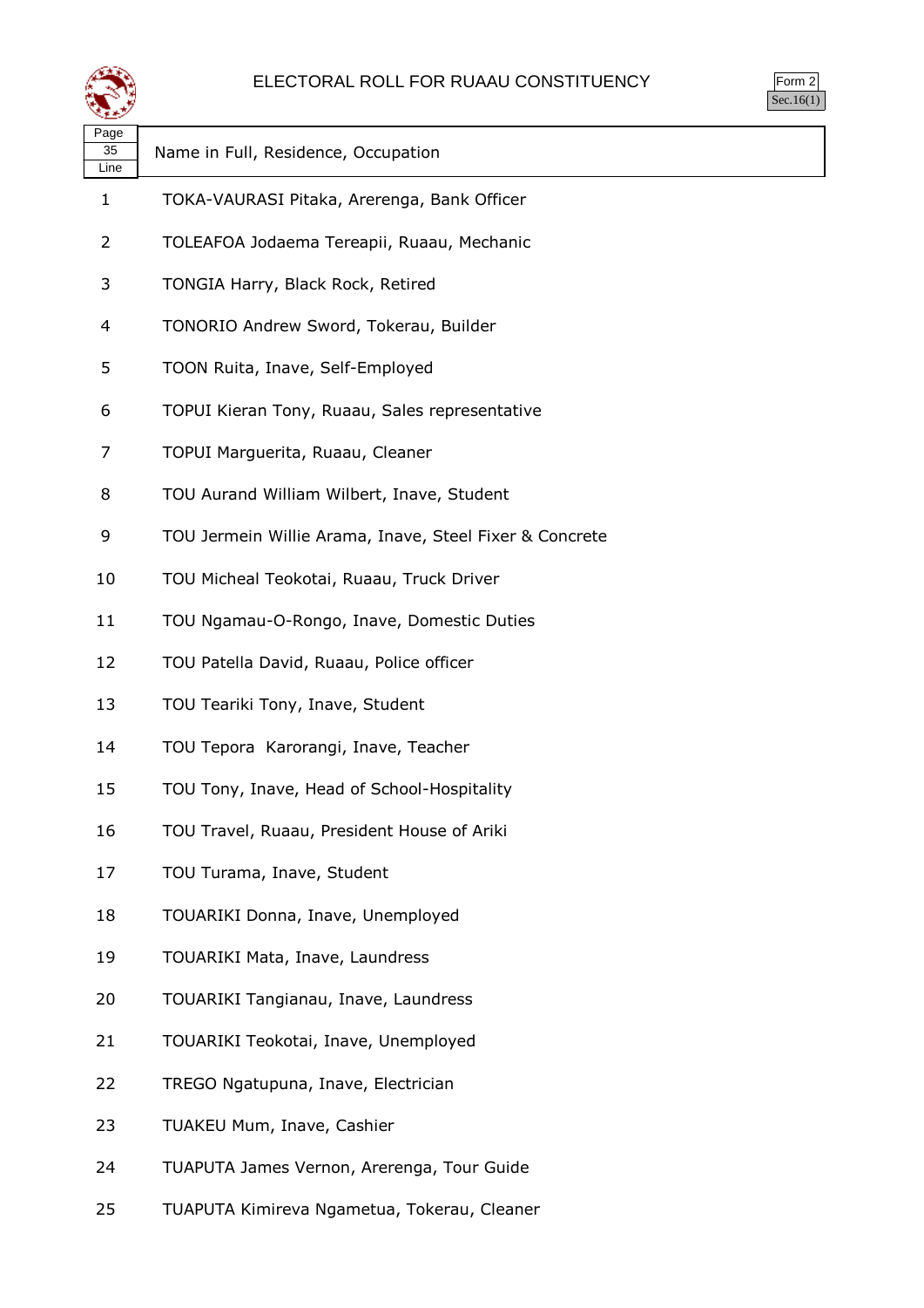# ELECTORAL ROLL FOR RUAAU CONSTITUENCY

Form 2
Sec.16(1)

| Page 35 Line | Name in Full, Residence, Occupation |
|---|---|
| 1 | TOKA-VAURASI Pitaka, Arerenga, Bank Officer |
| 2 | TOLEAFOA Jodaema Tereapii, Ruaau, Mechanic |
| 3 | TONGIA Harry, Black Rock, Retired |
| 4 | TONORIO Andrew Sword, Tokerau, Builder |
| 5 | TOON Ruita, Inave, Self-Employed |
| 6 | TOPUI Kieran Tony, Ruaau, Sales representative |
| 7 | TOPUI Marguerita, Ruaau, Cleaner |
| 8 | TOU Aurand William Wilbert, Inave, Student |
| 9 | TOU Jermein Willie Arama, Inave, Steel Fixer & Concrete |
| 10 | TOU Micheal Teokotai, Ruaau, Truck Driver |
| 11 | TOU Ngamau-O-Rongo, Inave, Domestic Duties |
| 12 | TOU Patella David, Ruaau, Police officer |
| 13 | TOU Teariki Tony, Inave, Student |
| 14 | TOU Tepora  Karorangi, Inave, Teacher |
| 15 | TOU Tony, Inave, Head of School-Hospitality |
| 16 | TOU Travel, Ruaau, President House of Ariki |
| 17 | TOU Turama, Inave, Student |
| 18 | TOUARIKI Donna, Inave, Unemployed |
| 19 | TOUARIKI Mata, Inave, Laundress |
| 20 | TOUARIKI Tangianau, Inave, Laundress |
| 21 | TOUARIKI Teokotai, Inave, Unemployed |
| 22 | TREGO Ngatupuna, Inave, Electrician |
| 23 | TUAKEU Mum, Inave, Cashier |
| 24 | TUAPUTA James Vernon, Arerenga, Tour Guide |
| 25 | TUAPUTA Kimireva Ngametua, Tokerau, Cleaner |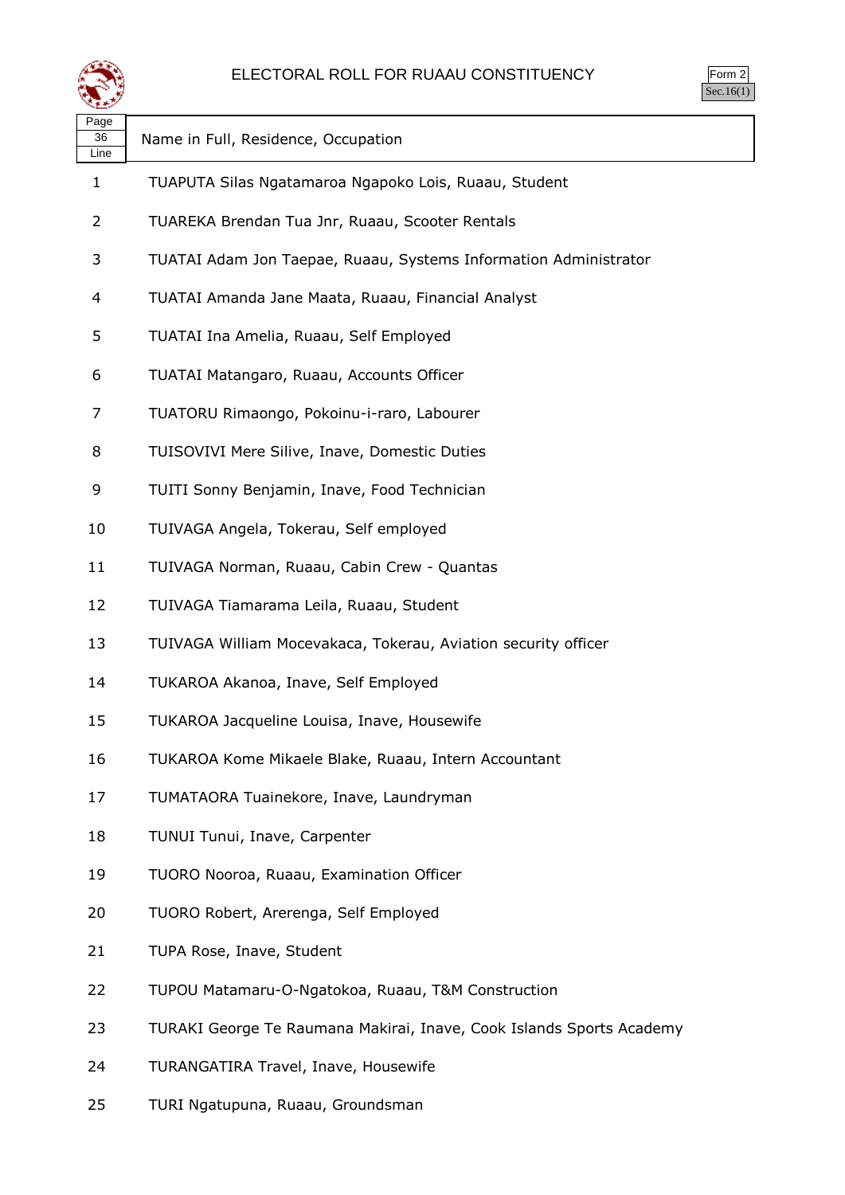# ELECTORAL ROLL FOR RUAAU CONSTITUENCY

Form 2
Sec.16(1)

| Page 36 Line | Name in Full, Residence, Occupation |
|---|---|
| 1 | TUAPUTA Silas Ngatamaroa Ngapoko Lois, Ruaau, Student |
| 2 | TUAREKA Brendan Tua Jnr, Ruaau, Scooter Rentals |
| 3 | TUATAI Adam Jon Taepae, Ruaau, Systems Information Administrator |
| 4 | TUATAI Amanda Jane Maata, Ruaau, Financial Analyst |
| 5 | TUATAI Ina Amelia, Ruaau, Self Employed |
| 6 | TUATAI Matangaro, Ruaau, Accounts Officer |
| 7 | TUATORU Rimaongo, Pokoinu-i-raro, Labourer |
| 8 | TUISOVIVI Mere Silive, Inave, Domestic Duties |
| 9 | TUITI Sonny Benjamin, Inave, Food Technician |
| 10 | TUIVAGA Angela, Tokerau, Self employed |
| 11 | TUIVAGA Norman, Ruaau, Cabin Crew - Quantas |
| 12 | TUIVAGA Tiamarama Leila, Ruaau, Student |
| 13 | TUIVAGA William Mocevakaca, Tokerau, Aviation security officer |
| 14 | TUKAROA Akanoa, Inave, Self Employed |
| 15 | TUKAROA Jacqueline Louisa, Inave, Housewife |
| 16 | TUKAROA Kome Mikaele Blake, Ruaau, Intern Accountant |
| 17 | TUMATAORA Tuainekore, Inave, Laundryman |
| 18 | TUNUI Tunui, Inave, Carpenter |
| 19 | TUORO Nooroa, Ruaau, Examination Officer |
| 20 | TUORO Robert, Arerenga, Self Employed |
| 21 | TUPA Rose, Inave, Student |
| 22 | TUPOU Matamaru-O-Ngatokoa, Ruaau, T&M Construction |
| 23 | TURAKI George Te Raumana Makirai, Inave, Cook Islands Sports Academy |
| 24 | TURANGATIRA Travel, Inave, Housewife |
| 25 | TURI Ngatupuna, Ruaau, Groundsman |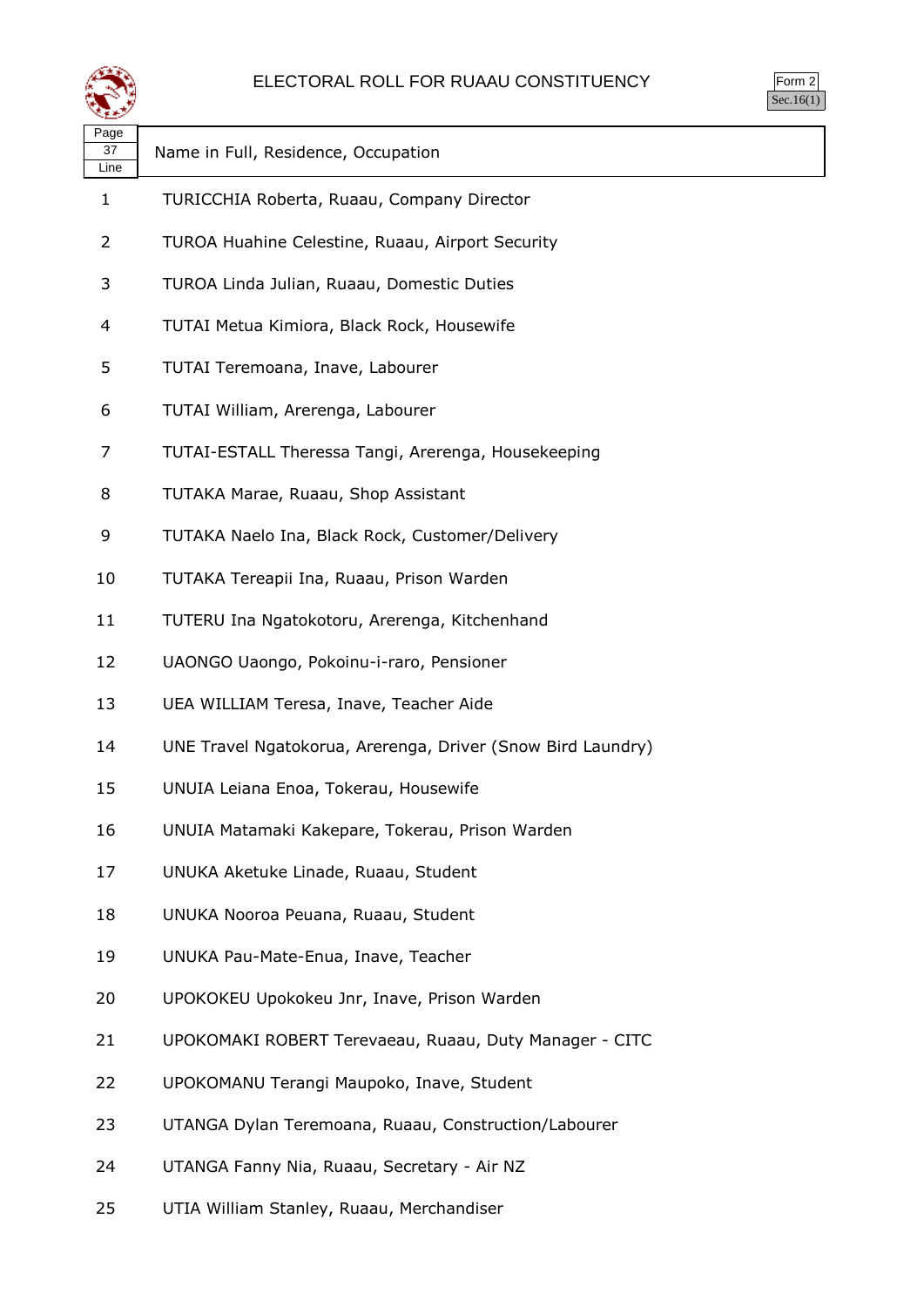# ELECTORAL ROLL FOR RUAAU CONSTITUENCY

Form 2
Sec.16(1)

| Page 37 Line | Name in Full, Residence, Occupation |
|---|---|
| 1 | TURICCHIA Roberta, Ruaau, Company Director |
| 2 | TUROA Huahine Celestine, Ruaau, Airport Security |
| 3 | TUROA Linda Julian, Ruaau, Domestic Duties |
| 4 | TUTAI Metua Kimiora, Black Rock, Housewife |
| 5 | TUTAI Teremoana, Inave, Labourer |
| 6 | TUTAI William, Arerenga, Labourer |
| 7 | TUTAI-ESTALL Theressa Tangi, Arerenga, Housekeeping |
| 8 | TUTAKA Marae, Ruaau, Shop Assistant |
| 9 | TUTAKA Naelo Ina, Black Rock, Customer/Delivery |
| 10 | TUTAKA Tereapii Ina, Ruaau, Prison Warden |
| 11 | TUTERU Ina Ngatokotoru, Arerenga, Kitchenhand |
| 12 | UAONGO Uaongo, Pokoinu-i-raro, Pensioner |
| 13 | UEA WILLIAM Teresa, Inave, Teacher Aide |
| 14 | UNE Travel Ngatokorua, Arerenga, Driver (Snow Bird Laundry) |
| 15 | UNUIA Leiana Enoa, Tokerau, Housewife |
| 16 | UNUIA Matamaki Kakepare, Tokerau, Prison Warden |
| 17 | UNUKA Aketuke Linade, Ruaau, Student |
| 18 | UNUKA Nooroa Peuana, Ruaau, Student |
| 19 | UNUKA Pau-Mate-Enua, Inave, Teacher |
| 20 | UPOKOKEU Upokokeu Jnr, Inave, Prison Warden |
| 21 | UPOKOMAKI ROBERT Terevaeau, Ruaau, Duty Manager - CITC |
| 22 | UPOKOMANU Terangi Maupoko, Inave, Student |
| 23 | UTANGA Dylan Teremoana, Ruaau, Construction/Labourer |
| 24 | UTANGA Fanny Nia, Ruaau, Secretary - Air NZ |
| 25 | UTIA William Stanley, Ruaau, Merchandiser |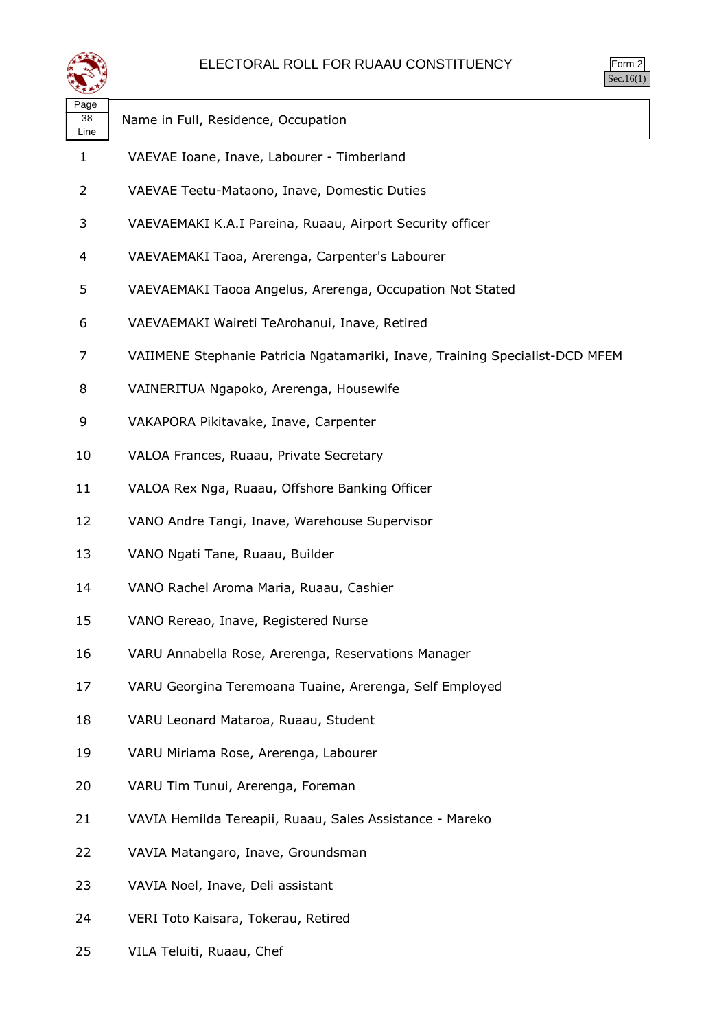# ELECTORAL ROLL FOR RUAAU CONSTITUENCY

Form 2
Sec.16(1)

| Page 38 Line | Name in Full, Residence, Occupation |
|---|---|
| 1 | VAEVAE Ioane, Inave, Labourer - Timberland |
| 2 | VAEVAE Teetu-Mataono, Inave, Domestic Duties |
| 3 | VAEVAEMAKI K.A.I Pareina, Ruaau, Airport Security officer |
| 4 | VAEVAEMAKI Taoa, Arerenga, Carpenter's Labourer |
| 5 | VAEVAEMAKI Taooa Angelus, Arerenga, Occupation Not Stated |
| 6 | VAEVAEMAKI Waireti TeArohanui, Inave, Retired |
| 7 | VAIIMENE Stephanie Patricia Ngatamariki, Inave, Training Specialist-DCD MFEM |
| 8 | VAINERITUA Ngapoko, Arerenga, Housewife |
| 9 | VAKAPORA Pikitavake, Inave, Carpenter |
| 10 | VALOA Frances, Ruaau, Private Secretary |
| 11 | VALOA Rex Nga, Ruaau, Offshore Banking Officer |
| 12 | VANO Andre Tangi, Inave, Warehouse Supervisor |
| 13 | VANO Ngati Tane, Ruaau, Builder |
| 14 | VANO Rachel Aroma Maria, Ruaau, Cashier |
| 15 | VANO Rereao, Inave, Registered Nurse |
| 16 | VARU Annabella Rose, Arerenga, Reservations Manager |
| 17 | VARU Georgina Teremoana Tuaine, Arerenga, Self Employed |
| 18 | VARU Leonard Mataroa, Ruaau, Student |
| 19 | VARU Miriama Rose, Arerenga, Labourer |
| 20 | VARU Tim Tunui, Arerenga, Foreman |
| 21 | VAVIA Hemilda Tereapii, Ruaau, Sales Assistance - Mareko |
| 22 | VAVIA Matangaro, Inave, Groundsman |
| 23 | VAVIA Noel, Inave, Deli assistant |
| 24 | VERI Toto Kaisara, Tokerau, Retired |
| 25 | VILA Teluiti, Ruaau, Chef |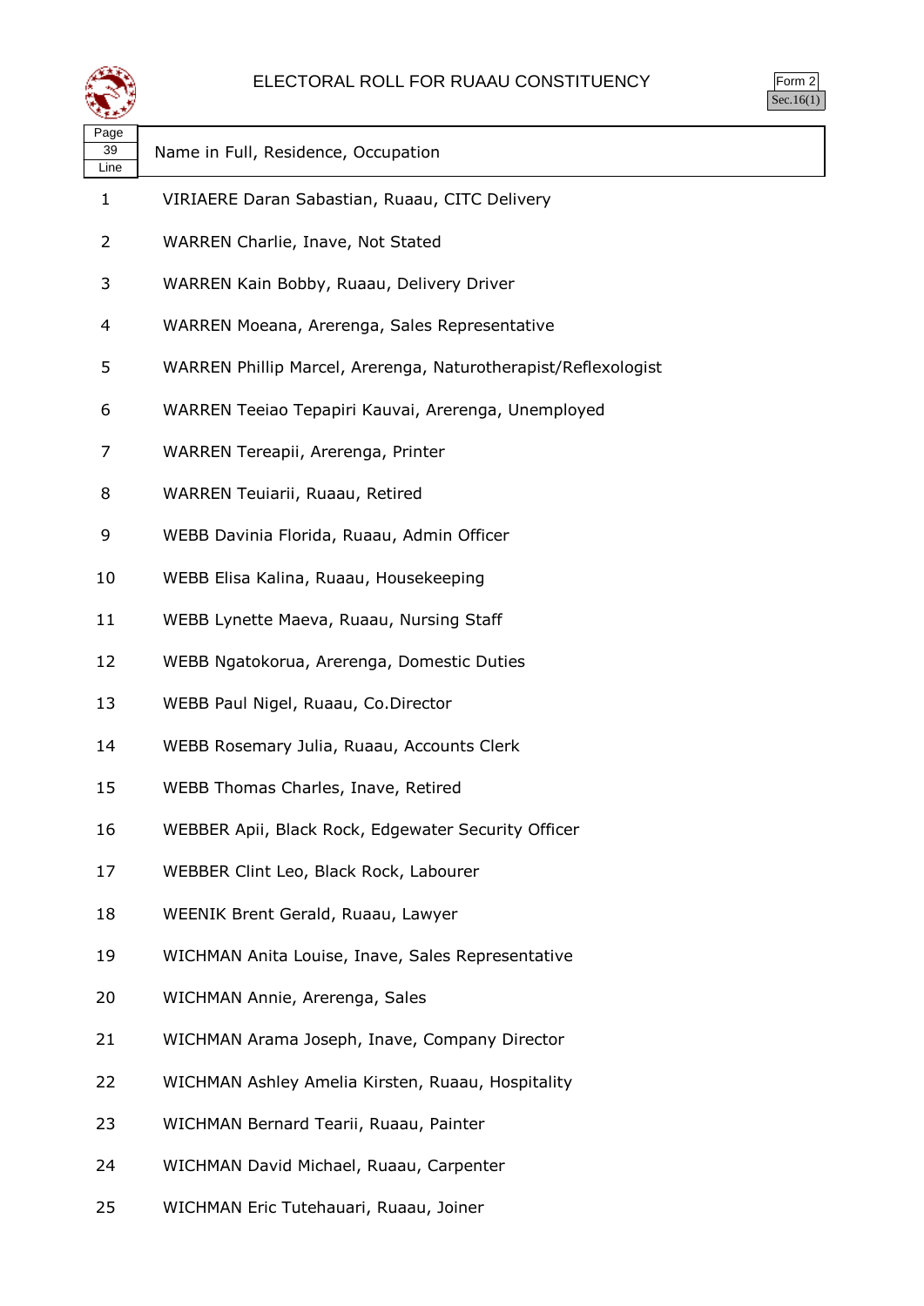# ELECTORAL ROLL FOR RUAAU CONSTITUENCY

Form 2
Sec.16(1)

| Page 39 Line | Name in Full, Residence, Occupation |
|---|---|
| 1 | VIRIAERE Daran Sabastian, Ruaau, CITC Delivery |
| 2 | WARREN Charlie, Inave, Not Stated |
| 3 | WARREN Kain Bobby, Ruaau, Delivery Driver |
| 4 | WARREN Moeana, Arerenga, Sales Representative |
| 5 | WARREN Phillip Marcel, Arerenga, Naturotherapist/Reflexologist |
| 6 | WARREN Teeiao Tepapiri Kauvai, Arerenga, Unemployed |
| 7 | WARREN Tereapii, Arerenga, Printer |
| 8 | WARREN Teuiarii, Ruaau, Retired |
| 9 | WEBB Davinia Florida, Ruaau, Admin Officer |
| 10 | WEBB Elisa Kalina, Ruaau, Housekeeping |
| 11 | WEBB Lynette Maeva, Ruaau, Nursing Staff |
| 12 | WEBB Ngatokorua, Arerenga, Domestic Duties |
| 13 | WEBB Paul Nigel, Ruaau, Co.Director |
| 14 | WEBB Rosemary Julia, Ruaau, Accounts Clerk |
| 15 | WEBB Thomas Charles, Inave, Retired |
| 16 | WEBBER Apii, Black Rock, Edgewater Security Officer |
| 17 | WEBBER Clint Leo, Black Rock, Labourer |
| 18 | WEENIK Brent Gerald, Ruaau, Lawyer |
| 19 | WICHMAN Anita Louise, Inave, Sales Representative |
| 20 | WICHMAN Annie, Arerenga, Sales |
| 21 | WICHMAN Arama Joseph, Inave, Company Director |
| 22 | WICHMAN Ashley Amelia Kirsten, Ruaau, Hospitality |
| 23 | WICHMAN Bernard Tearii, Ruaau, Painter |
| 24 | WICHMAN David Michael, Ruaau, Carpenter |
| 25 | WICHMAN Eric Tutehauari, Ruaau, Joiner |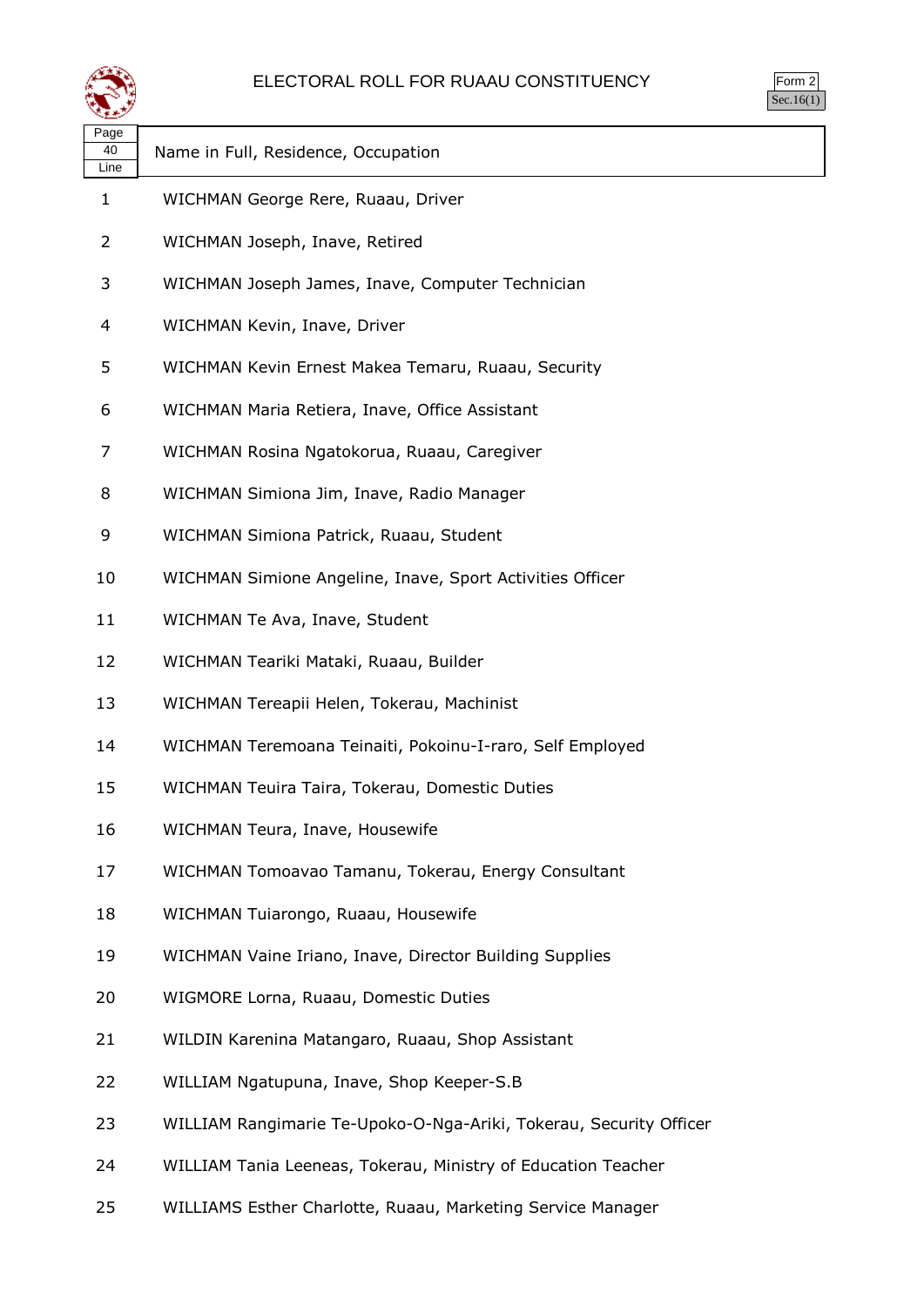# ELECTORAL ROLL FOR RUAAU CONSTITUENCY

Form 2
Sec.16(1)

| Page 40 Line | Name in Full, Residence, Occupation |
|---|---|
| 1 | WICHMAN George Rere, Ruaau, Driver |
| 2 | WICHMAN Joseph, Inave, Retired |
| 3 | WICHMAN Joseph James, Inave, Computer Technician |
| 4 | WICHMAN Kevin, Inave, Driver |
| 5 | WICHMAN Kevin Ernest Makea Temaru, Ruaau, Security |
| 6 | WICHMAN Maria Retiera, Inave, Office Assistant |
| 7 | WICHMAN Rosina Ngatokorua, Ruaau, Caregiver |
| 8 | WICHMAN Simiona Jim, Inave, Radio Manager |
| 9 | WICHMAN Simiona Patrick, Ruaau, Student |
| 10 | WICHMAN Simione Angeline, Inave, Sport Activities Officer |
| 11 | WICHMAN Te Ava, Inave, Student |
| 12 | WICHMAN Teariki Mataki, Ruaau, Builder |
| 13 | WICHMAN Tereapii Helen, Tokerau, Machinist |
| 14 | WICHMAN Teremoana Teinaiti, Pokoinu-I-raro, Self Employed |
| 15 | WICHMAN Teuira Taira, Tokerau, Domestic Duties |
| 16 | WICHMAN Teura, Inave, Housewife |
| 17 | WICHMAN Tomoavao Tamanu, Tokerau, Energy Consultant |
| 18 | WICHMAN Tuiarongo, Ruaau, Housewife |
| 19 | WICHMAN Vaine Iriano, Inave, Director Building Supplies |
| 20 | WIGMORE Lorna, Ruaau, Domestic Duties |
| 21 | WILDIN Karenina Matangaro, Ruaau, Shop Assistant |
| 22 | WILLIAM Ngatupuna, Inave, Shop Keeper-S.B |
| 23 | WILLIAM Rangimarie Te-Upoko-O-Nga-Ariki, Tokerau, Security Officer |
| 24 | WILLIAM Tania Leeneas, Tokerau, Ministry of Education Teacher |
| 25 | WILLIAMS Esther Charlotte, Ruaau, Marketing Service Manager |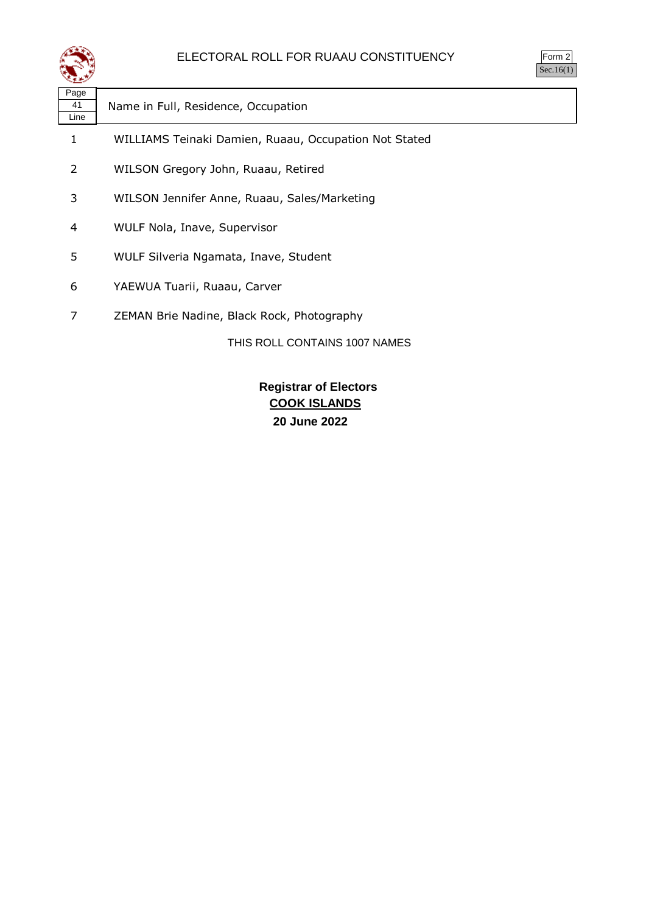ELECTORAL ROLL FOR RUAAU CONSTITUENCY

Form 2
Sec.16(1)

| Page 41 Line | Name in Full, Residence, Occupation |
|---|---|
| 1 | WILLIAMS Teinaki Damien, Ruaau, Occupation Not Stated |
| 2 | WILSON Gregory John, Ruaau, Retired |
| 3 | WILSON Jennifer Anne, Ruaau, Sales/Marketing |
| 4 | WULF Nola, Inave, Supervisor |
| 5 | WULF Silveria Ngamata, Inave, Student |
| 6 | YAEWUA Tuarii, Ruaau, Carver |
| 7 | ZEMAN Brie Nadine, Black Rock, Photography |

THIS ROLL CONTAINS 1007 NAMES

**Registrar of Electors**
**COOK ISLANDS**
**20 June 2022**